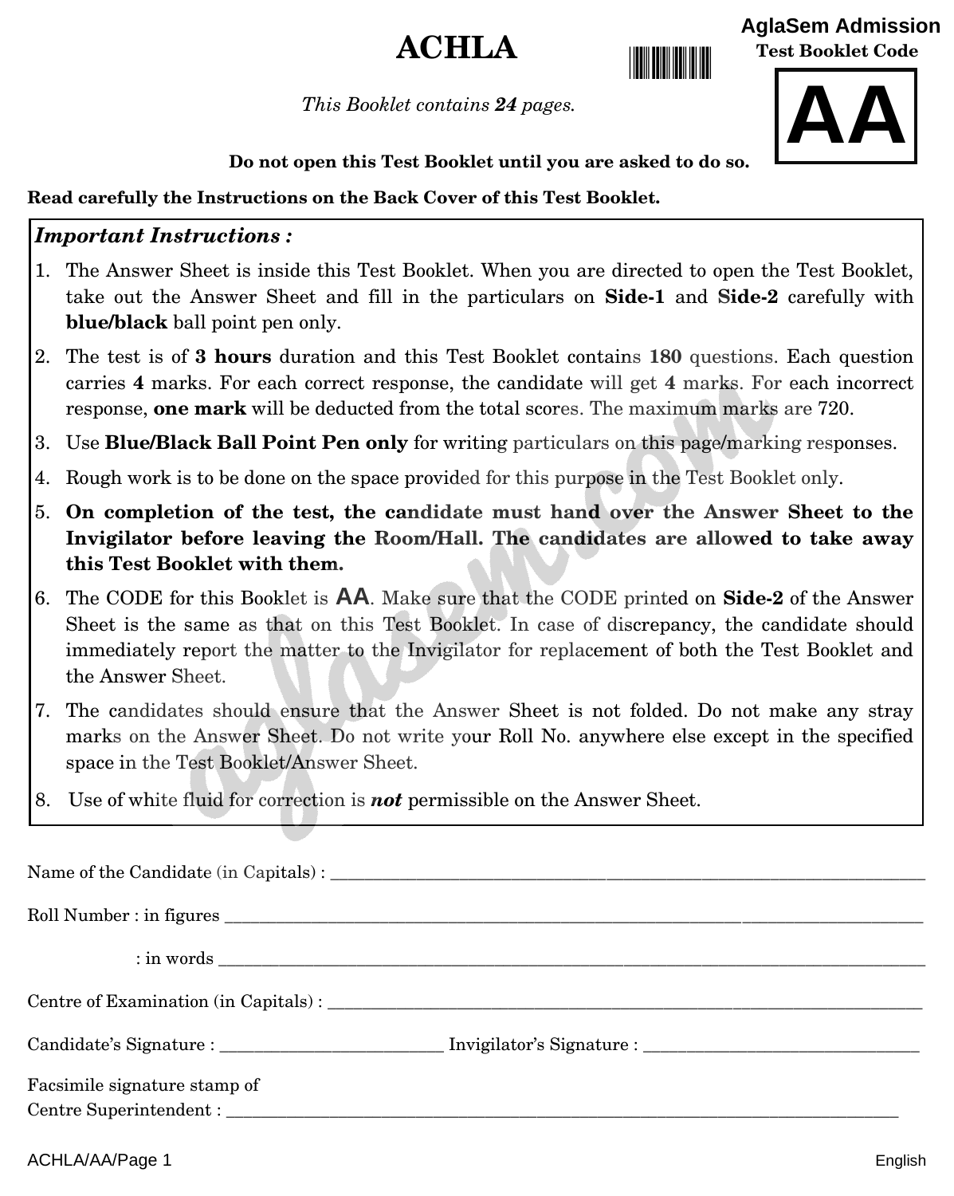# ACHLA

**AglaSem Admission**

**Test Booklet Code**

# AA

*This Booklet contains **24** pages.*

**Do not open this Test Booklet until you are asked to do so.**

**Read carefully the Instructions on the Back Cover of this Test Booklet.**

***Important Instructions :***

1. The Answer Sheet is inside this Test Booklet. When you are directed to open the Test Booklet, take out the Answer Sheet and fill in the particulars on **Side-1** and **Side-2** carefully with **blue/black** ball point pen only.
2. The test is of **3 hours** duration and this Test Booklet contains **180** questions. Each question carries **4** marks. For each correct response, the candidate will get **4** marks. For each incorrect response, **one mark** will be deducted from the total scores. The maximum marks are 720.
3. Use **Blue/Black Ball Point Pen only** for writing particulars on this page/marking responses.
4. Rough work is to be done on the space provided for this purpose in the Test Booklet only.
5. **On completion of the test, the candidate must hand over the Answer Sheet to the Invigilator before leaving the Room/Hall. The candidates are allowed to take away this Test Booklet with them.**
6. The CODE for this Booklet is **AA**. Make sure that the CODE printed on **Side-2** of the Answer Sheet is the same as that on this Test Booklet. In case of discrepancy, the candidate should immediately report the matter to the Invigilator for replacement of both the Test Booklet and the Answer Sheet.
7. The candidates should ensure that the Answer Sheet is not folded. Do not make any stray marks on the Answer Sheet. Do not write your Roll No. anywhere else except in the specified space in the Test Booklet/Answer Sheet.
8. Use of white fluid for correction is ***not*** permissible on the Answer Sheet.

Name of the Candidate (in Capitals) : ____________________

Roll Number : in figures ____________________

: in words ____________________

Centre of Examination (in Capitals) : ____________________

Candidate's Signature : ____________________ Invigilator's Signature : ____________________

Facsimile signature stamp of
Centre Superintendent : ____________________

English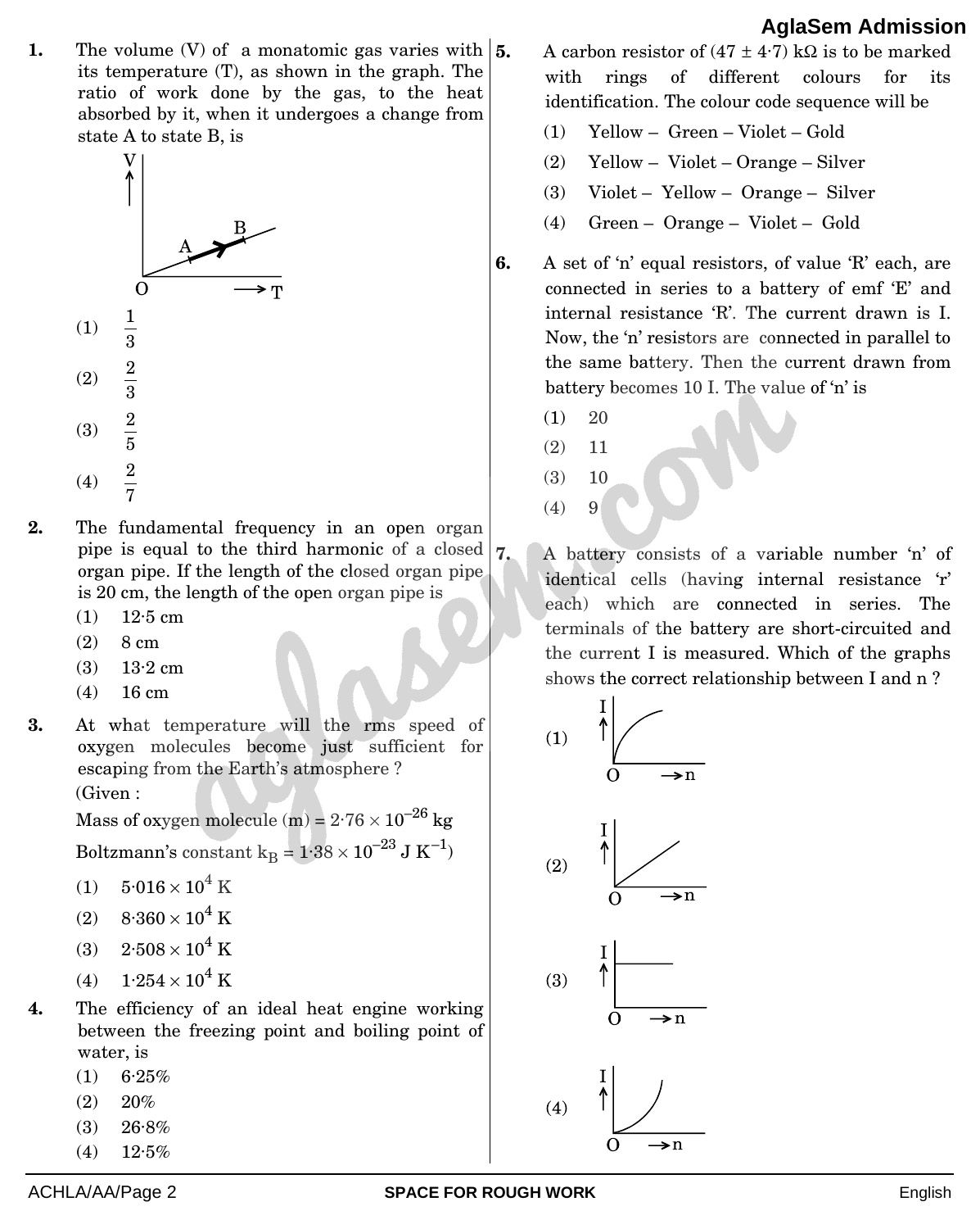1. The volume (V) of a monatomic gas varies with its temperature (T), as shown in the graph. The ratio of work done by the gas, to the heat absorbed by it, when it undergoes a change from state A to state B, is

   (1) $\frac{1}{3}$

   (2) $\frac{2}{3}$

   (3) $\frac{2}{5}$

   (4) $\frac{2}{7}$

2. The fundamental frequency in an open organ pipe is equal to the third harmonic of a closed organ pipe. If the length of the closed organ pipe is 20 cm, the length of the open organ pipe is

   (1) 12·5 cm

   (2) 8 cm

   (3) 13·2 cm

   (4) 16 cm

3. At what temperature will the rms speed of oxygen molecules become just sufficient for escaping from the Earth's atmosphere ?

   (Given :

   Mass of oxygen molecule (m) = $2{\cdot}76 \times 10^{-26}$ kg

   Boltzmann's constant $k_B = 1{\cdot}38 \times 10^{-23}$ J $K^{-1}$)

   (1) $5{\cdot}016 \times 10^4$ K

   (2) $8{\cdot}360 \times 10^4$ K

   (3) $2{\cdot}508 \times 10^4$ K

   (4) $1{\cdot}254 \times 10^4$ K

4. The efficiency of an ideal heat engine working between the freezing point and boiling point of water, is

   (1) 6·25%

   (2) 20%

   (3) 26·8%

   (4) 12·5%

5. A carbon resistor of (47 ± 4·7) kΩ is to be marked with rings of different colours for its identification. The colour code sequence will be

   (1) Yellow – Green – Violet – Gold

   (2) Yellow – Violet – Orange – Silver

   (3) Violet – Yellow – Orange – Silver

   (4) Green – Orange – Violet – Gold

6. A set of 'n' equal resistors, of value 'R' each, are connected in series to a battery of emf 'E' and internal resistance 'R'. The current drawn is I. Now, the 'n' resistors are connected in parallel to the same battery. Then the current drawn from battery becomes 10 I. The value of 'n' is

   (1) 20

   (2) 11

   (3) 10

   (4) 9

7. A battery consists of a variable number 'n' of identical cells (having internal resistance 'r' each) which are connected in series. The terminals of the battery are short-circuited and the current I is measured. Which of the graphs shows the correct relationship between I and n ?

   (1)

   (2)

   (3)

   (4)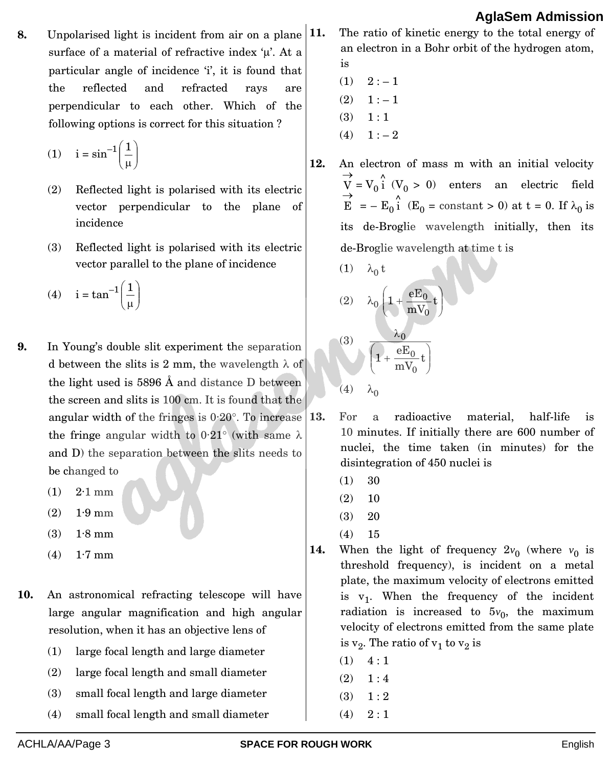8. Unpolarised light is incident from air on a plane surface of a material of refractive index '$\mu$'. At a particular angle of incidence 'i', it is found that the reflected and refracted rays are perpendicular to each other. Which of the following options is correct for this situation ?

   (1) $i = \sin^{-1}\left(\frac{1}{\mu}\right)$

   (2) Reflected light is polarised with its electric vector perpendicular to the plane of incidence

   (3) Reflected light is polarised with its electric vector parallel to the plane of incidence

   (4) $i = \tan^{-1}\left(\frac{1}{\mu}\right)$

9. In Young's double slit experiment the separation d between the slits is 2 mm, the wavelength $\lambda$ of the light used is 5896 Å and distance D between the screen and slits is 100 cm. It is found that the angular width of the fringes is 0·20°. To increase the fringe angular width to 0·21° (with same $\lambda$ and D) the separation between the slits needs to be changed to

   (1) 2·1 mm

   (2) 1·9 mm

   (3) 1·8 mm

   (4) 1·7 mm

10. An astronomical refracting telescope will have large angular magnification and high angular resolution, when it has an objective lens of

    (1) large focal length and large diameter

    (2) large focal length and small diameter

    (3) small focal length and large diameter

    (4) small focal length and small diameter

11. The ratio of kinetic energy to the total energy of an electron in a Bohr orbit of the hydrogen atom, is

    (1) 2 : – 1

    (2) 1 : – 1

    (3) 1 : 1

    (4) 1 : – 2

12. An electron of mass m with an initial velocity $\vec{V} = V_0 \hat{i}$ $(V_0 > 0)$ enters an electric field $\vec{E} = -E_0 \hat{i}$ ($E_0$ = constant > 0) at t = 0. If $\lambda_0$ is its de-Broglie wavelength initially, then its de-Broglie wavelength at time t is

    (1) $\lambda_0 t$

    (2) $\lambda_0 \left(1 + \frac{eE_0}{mV_0} t\right)$

    (3) $\frac{\lambda_0}{\left(1 + \frac{eE_0}{mV_0} t\right)}$

    (4) $\lambda_0$

13. For a radioactive material, half-life is 10 minutes. If initially there are 600 number of nuclei, the time taken (in minutes) for the disintegration of 450 nuclei is

    (1) 30

    (2) 10

    (3) 20

    (4) 15

14. When the light of frequency $2\nu_0$ (where $\nu_0$ is threshold frequency), is incident on a metal plate, the maximum velocity of electrons emitted is $v_1$. When the frequency of the incident radiation is increased to $5\nu_0$, the maximum velocity of electrons emitted from the same plate is $v_2$. The ratio of $v_1$ to $v_2$ is

    (1) 4 : 1

    (2) 1 : 4

    (3) 1 : 2

    (4) 2 : 1

SPACE FOR ROUGH WORK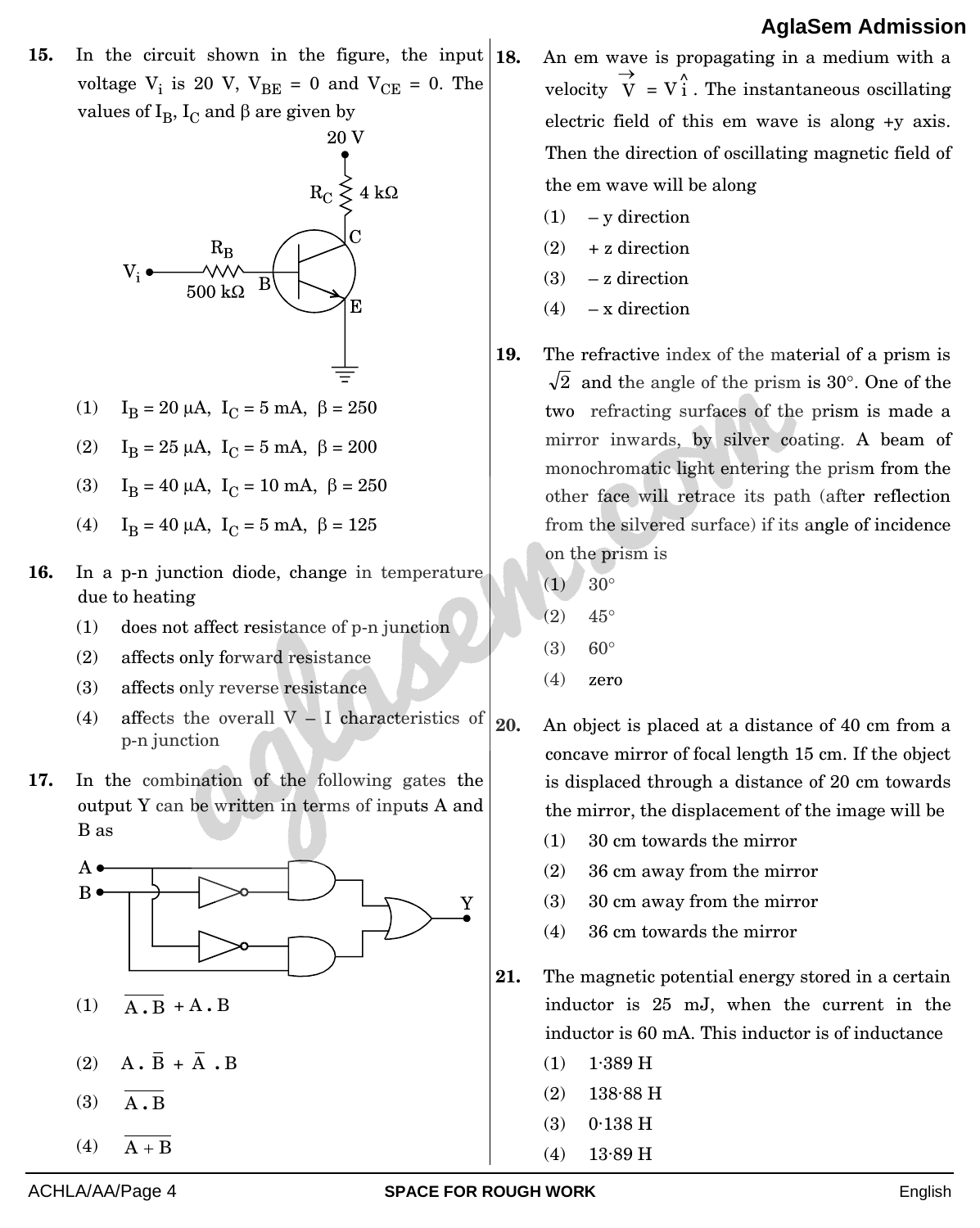15. In the circuit shown in the figure, the input voltage $V_i$ is 20 V, $V_{BE} = 0$ and $V_{CE} = 0$. The values of $I_B$, $I_C$ and $\beta$ are given by

(1) $I_B = 20\ \mu A$, $I_C = 5$ mA, $\beta = 250$

(2) $I_B = 25\ \mu A$, $I_C = 5$ mA, $\beta = 200$

(3) $I_B = 40\ \mu A$, $I_C = 10$ mA, $\beta = 250$

(4) $I_B = 40\ \mu A$, $I_C = 5$ mA, $\beta = 125$

16. In a p-n junction diode, change in temperature due to heating

(1) does not affect resistance of p-n junction

(2) affects only forward resistance

(3) affects only reverse resistance

(4) affects the overall V – I characteristics of p-n junction

17. In the combination of the following gates the output Y can be written in terms of inputs A and B as

(1) $\overline{A \cdot B} + A \cdot B$

(2) $A \cdot \overline{B} + \overline{A} \cdot B$

(3) $\overline{A \cdot B}$

(4) $\overline{A + B}$

18. An em wave is propagating in a medium with a velocity $\vec{V} = V\hat{i}$. The instantaneous oscillating electric field of this em wave is along +y axis. Then the direction of oscillating magnetic field of the em wave will be along

(1) – y direction

(2) + z direction

(3) – z direction

(4) – x direction

19. The refractive index of the material of a prism is $\sqrt{2}$ and the angle of the prism is 30°. One of the two refracting surfaces of the prism is made a mirror inwards, by silver coating. A beam of monochromatic light entering the prism from the other face will retrace its path (after reflection from the silvered surface) if its angle of incidence on the prism is

(1) 30°

(2) 45°

(3) 60°

(4) zero

20. An object is placed at a distance of 40 cm from a concave mirror of focal length 15 cm. If the object is displaced through a distance of 20 cm towards the mirror, the displacement of the image will be

(1) 30 cm towards the mirror

(2) 36 cm away from the mirror

(3) 30 cm away from the mirror

(4) 36 cm towards the mirror

21. The magnetic potential energy stored in a certain inductor is 25 mJ, when the current in the inductor is 60 mA. This inductor is of inductance

(1) 1·389 H

(2) 138·88 H

(3) 0·138 H

(4) 13·89 H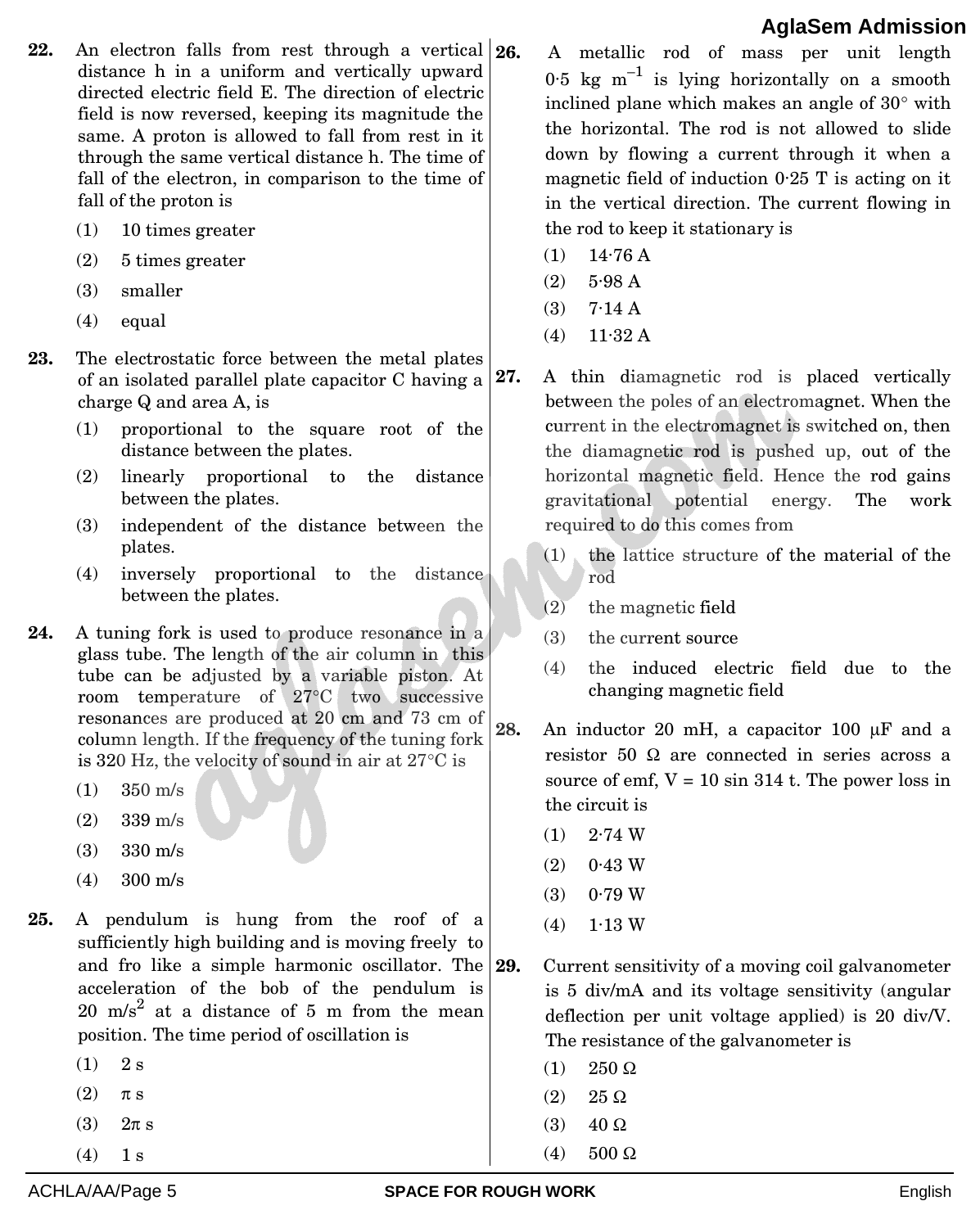22. An electron falls from rest through a vertical distance h in a uniform and vertically upward directed electric field E. The direction of electric field is now reversed, keeping its magnitude the same. A proton is allowed to fall from rest in it through the same vertical distance h. The time of fall of the electron, in comparison to the time of fall of the proton is

(1) 10 times greater

(2) 5 times greater

(3) smaller

(4) equal

23. The electrostatic force between the metal plates of an isolated parallel plate capacitor C having a charge Q and area A, is

(1) proportional to the square root of the distance between the plates.

(2) linearly proportional to the distance between the plates.

(3) independent of the distance between the plates.

(4) inversely proportional to the distance between the plates.

24. A tuning fork is used to produce resonance in a glass tube. The length of the air column in this tube can be adjusted by a variable piston. At room temperature of 27°C two successive resonances are produced at 20 cm and 73 cm of column length. If the frequency of the tuning fork is 320 Hz, the velocity of sound in air at 27°C is

(1) 350 m/s

(2) 339 m/s

(3) 330 m/s

(4) 300 m/s

25. A pendulum is hung from the roof of a sufficiently high building and is moving freely to and fro like a simple harmonic oscillator. The acceleration of the bob of the pendulum is $20 \text{ m/s}^2$ at a distance of 5 m from the mean position. The time period of oscillation is

(1) 2 s

(2) $\pi$ s

(3) $2\pi$ s

(4) 1 s

26. A metallic rod of mass per unit length $0{\cdot}5 \text{ kg m}^{-1}$ is lying horizontally on a smooth inclined plane which makes an angle of 30° with the horizontal. The rod is not allowed to slide down by flowing a current through it when a magnetic field of induction 0·25 T is acting on it in the vertical direction. The current flowing in the rod to keep it stationary is

(1) 14·76 A

(2) 5·98 A

(3) 7·14 A

(4) 11·32 A

27. A thin diamagnetic rod is placed vertically between the poles of an electromagnet. When the current in the electromagnet is switched on, then the diamagnetic rod is pushed up, out of the horizontal magnetic field. Hence the rod gains gravitational potential energy. The work required to do this comes from

(1) the lattice structure of the material of the rod

(2) the magnetic field

(3) the current source

(4) the induced electric field due to the changing magnetic field

28. An inductor 20 mH, a capacitor 100 $\mu$F and a resistor 50 $\Omega$ are connected in series across a source of emf, $V = 10 \sin 314\, t$. The power loss in the circuit is

(1) 2·74 W

(2) 0·43 W

(3) 0·79 W

(4) 1·13 W

29. Current sensitivity of a moving coil galvanometer is 5 div/mA and its voltage sensitivity (angular deflection per unit voltage applied) is 20 div/V. The resistance of the galvanometer is

(1) 250 $\Omega$

(2) 25 $\Omega$

(3) 40 $\Omega$

(4) 500 $\Omega$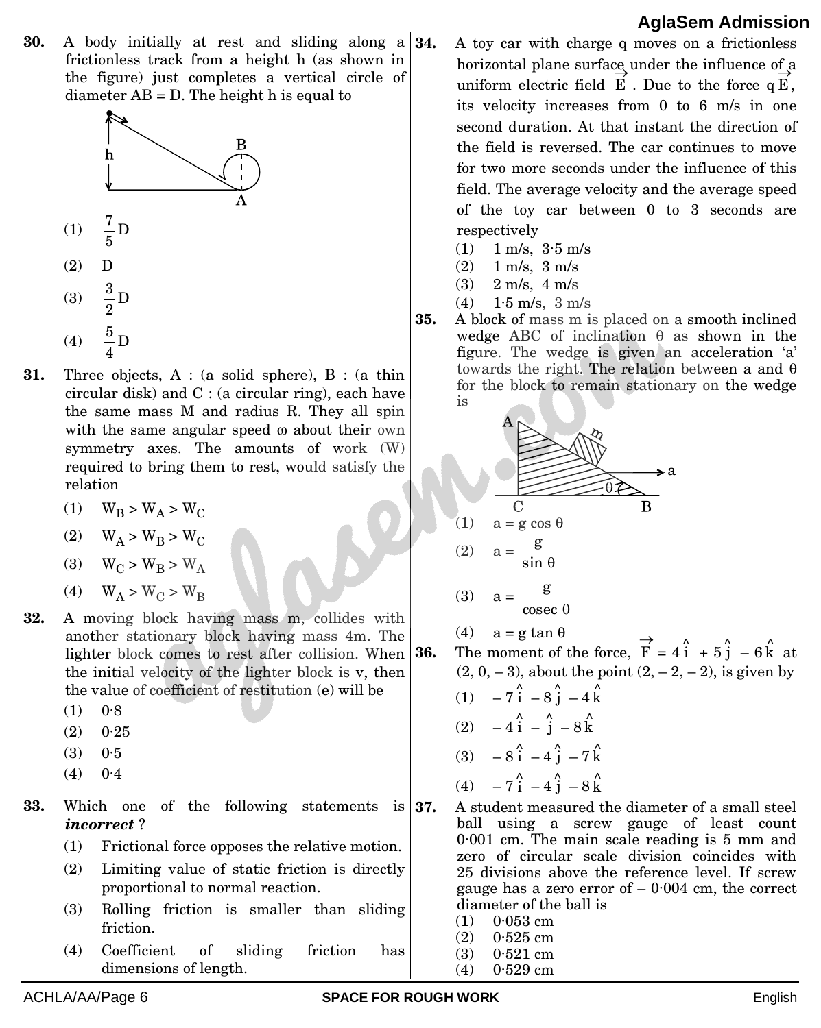30. A body initially at rest and sliding along a frictionless track from a height h (as shown in the figure) just completes a vertical circle of diameter AB = D. The height h is equal to

(1) $\frac{7}{5}D$

(2) D

(3) $\frac{3}{2}D$

(4) $\frac{5}{4}D$

31. Three objects, A : (a solid sphere), B : (a thin circular disk) and C : (a circular ring), each have the same mass M and radius R. They all spin with the same angular speed ω about their own symmetry axes. The amounts of work (W) required to bring them to rest, would satisfy the relation

(1) $W_B > W_A > W_C$

(2) $W_A > W_B > W_C$

(3) $W_C > W_B > W_A$

(4) $W_A > W_C > W_B$

32. A moving block having mass m, collides with another stationary block having mass 4m. The lighter block comes to rest after collision. When the initial velocity of the lighter block is v, then the value of coefficient of restitution (e) will be

(1) 0·8

(2) 0·25

(3) 0·5

(4) 0·4

33. Which one of the following statements is ***incorrect*** ?

(1) Frictional force opposes the relative motion.

(2) Limiting value of static friction is directly proportional to normal reaction.

(3) Rolling friction is smaller than sliding friction.

(4) Coefficient of sliding friction has dimensions of length.

34. A toy car with charge q moves on a frictionless horizontal plane surface under the influence of a uniform electric field $\vec{E}$. Due to the force $q\vec{E}$, its velocity increases from 0 to 6 m/s in one second duration. At that instant the direction of the field is reversed. The car continues to move for two more seconds under the influence of this field. The average velocity and the average speed of the toy car between 0 to 3 seconds are respectively

(1) 1 m/s, 3·5 m/s

(2) 1 m/s, 3 m/s

(3) 2 m/s, 4 m/s

(4) 1·5 m/s, 3 m/s

35. A block of mass m is placed on a smooth inclined wedge ABC of inclination θ as shown in the figure. The wedge is given an acceleration 'a' towards the right. The relation between a and θ for the block to remain stationary on the wedge is

(1) $a = g \cos \theta$

(2) $a = \frac{g}{\sin \theta}$

(3) $a = \frac{g}{\text{cosec } \theta}$

(4) $a = g \tan \theta$

36. The moment of the force, $\vec{F} = 4\hat{i} + 5\hat{j} - 6\hat{k}$ at (2, 0, – 3), about the point (2, – 2, – 2), is given by

(1) $-7\hat{i} - 8\hat{j} - 4\hat{k}$

(2) $-4\hat{i} - \hat{j} - 8\hat{k}$

(3) $-8\hat{i} - 4\hat{j} - 7\hat{k}$

(4) $-7\hat{i} - 4\hat{j} - 8\hat{k}$

37. A student measured the diameter of a small steel ball using a screw gauge of least count 0·001 cm. The main scale reading is 5 mm and zero of circular scale division coincides with 25 divisions above the reference level. If screw gauge has a zero error of – 0·004 cm, the correct diameter of the ball is

(1) 0·053 cm

(2) 0·525 cm

(3) 0·521 cm

(4) 0·529 cm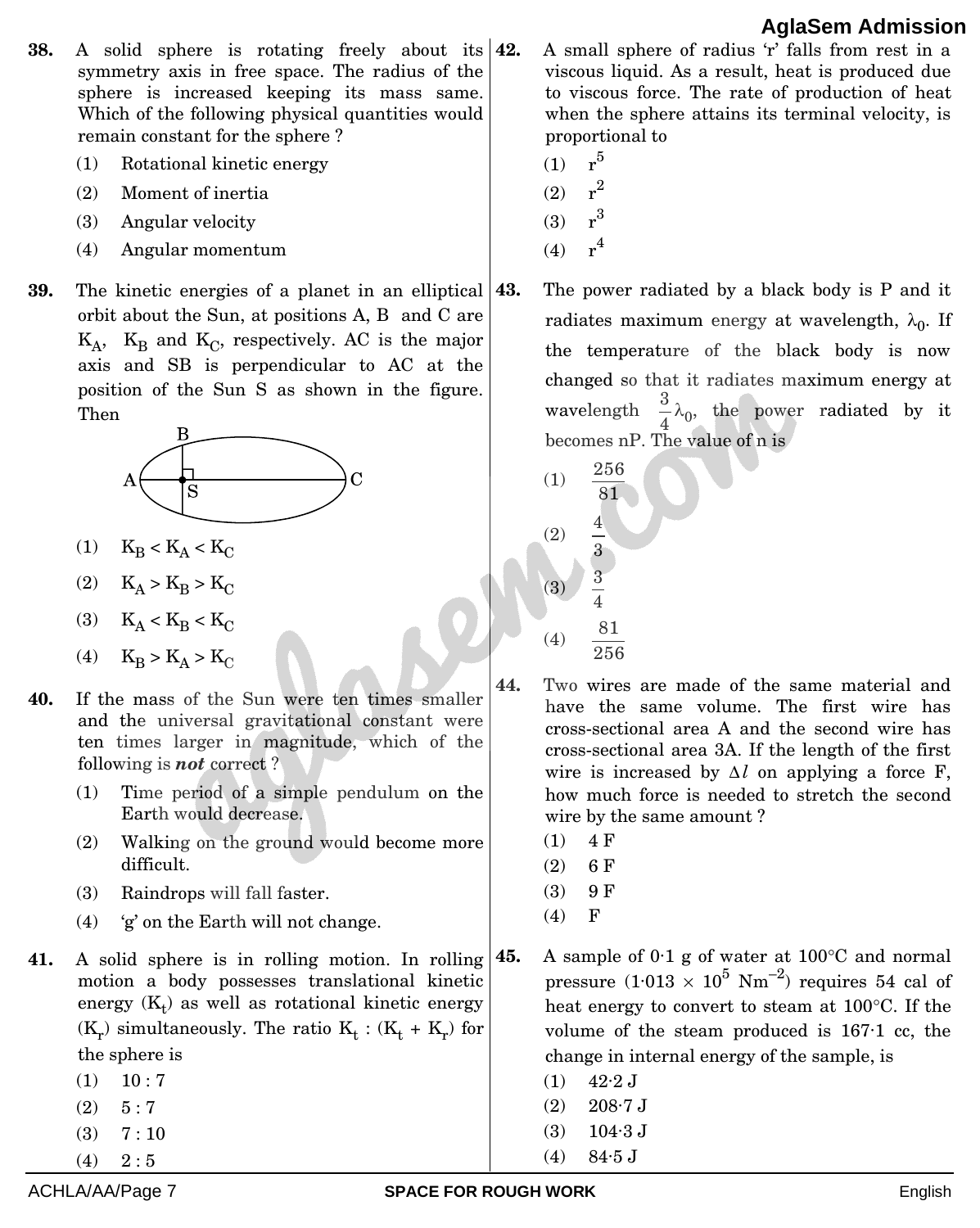**38.** A solid sphere is rotating freely about its symmetry axis in free space. The radius of the sphere is increased keeping its mass same. Which of the following physical quantities would remain constant for the sphere ?

(1) Rotational kinetic energy

(2) Moment of inertia

(3) Angular velocity

(4) Angular momentum

**39.** The kinetic energies of a planet in an elliptical orbit about the Sun, at positions A, B and C are $K_A$, $K_B$ and $K_C$, respectively. AC is the major axis and SB is perpendicular to AC at the position of the Sun S as shown in the figure. Then

(1) $K_B < K_A < K_C$

(2) $K_A > K_B > K_C$

(3) $K_A < K_B < K_C$

(4) $K_B > K_A > K_C$

**40.** If the mass of the Sun were ten times smaller and the universal gravitational constant were ten times larger in magnitude, which of the following is ***not*** correct ?

(1) Time period of a simple pendulum on the Earth would decrease.

(2) Walking on the ground would become more difficult.

(3) Raindrops will fall faster.

(4) 'g' on the Earth will not change.

**41.** A solid sphere is in rolling motion. In rolling motion a body possesses translational kinetic energy $(K_t)$ as well as rotational kinetic energy $(K_r)$ simultaneously. The ratio $K_t : (K_t + K_r)$ for the sphere is

(1) 10 : 7

(2) 5 : 7

(3) 7 : 10

(4) 2 : 5

**42.** A small sphere of radius 'r' falls from rest in a viscous liquid. As a result, heat is produced due to viscous force. The rate of production of heat when the sphere attains its terminal velocity, is proportional to

(1) $r^5$

(2) $r^2$

(3) $r^3$

(4) $r^4$

**43.** The power radiated by a black body is P and it radiates maximum energy at wavelength, $\lambda_0$. If the temperature of the black body is now changed so that it radiates maximum energy at wavelength $\frac{3}{4}\lambda_0$, the power radiated by it becomes nP. The value of n is

(1) $\frac{256}{81}$

(2) $\frac{4}{3}$

(3) $\frac{3}{4}$

(4) $\frac{81}{256}$

**44.** Two wires are made of the same material and have the same volume. The first wire has cross-sectional area A and the second wire has cross-sectional area 3A. If the length of the first wire is increased by $\Delta l$ on applying a force F, how much force is needed to stretch the second wire by the same amount ?

(1) 4 F

(2) 6 F

(3) 9 F

(4) F

**45.** A sample of 0·1 g of water at 100°C and normal pressure ($1{\cdot}013 \times 10^5$ Nm$^{-2}$) requires 54 cal of heat energy to convert to steam at 100°C. If the volume of the steam produced is 167·1 cc, the change in internal energy of the sample, is

(1) 42·2 J

(2) 208·7 J

(3) 104·3 J

(4) 84·5 J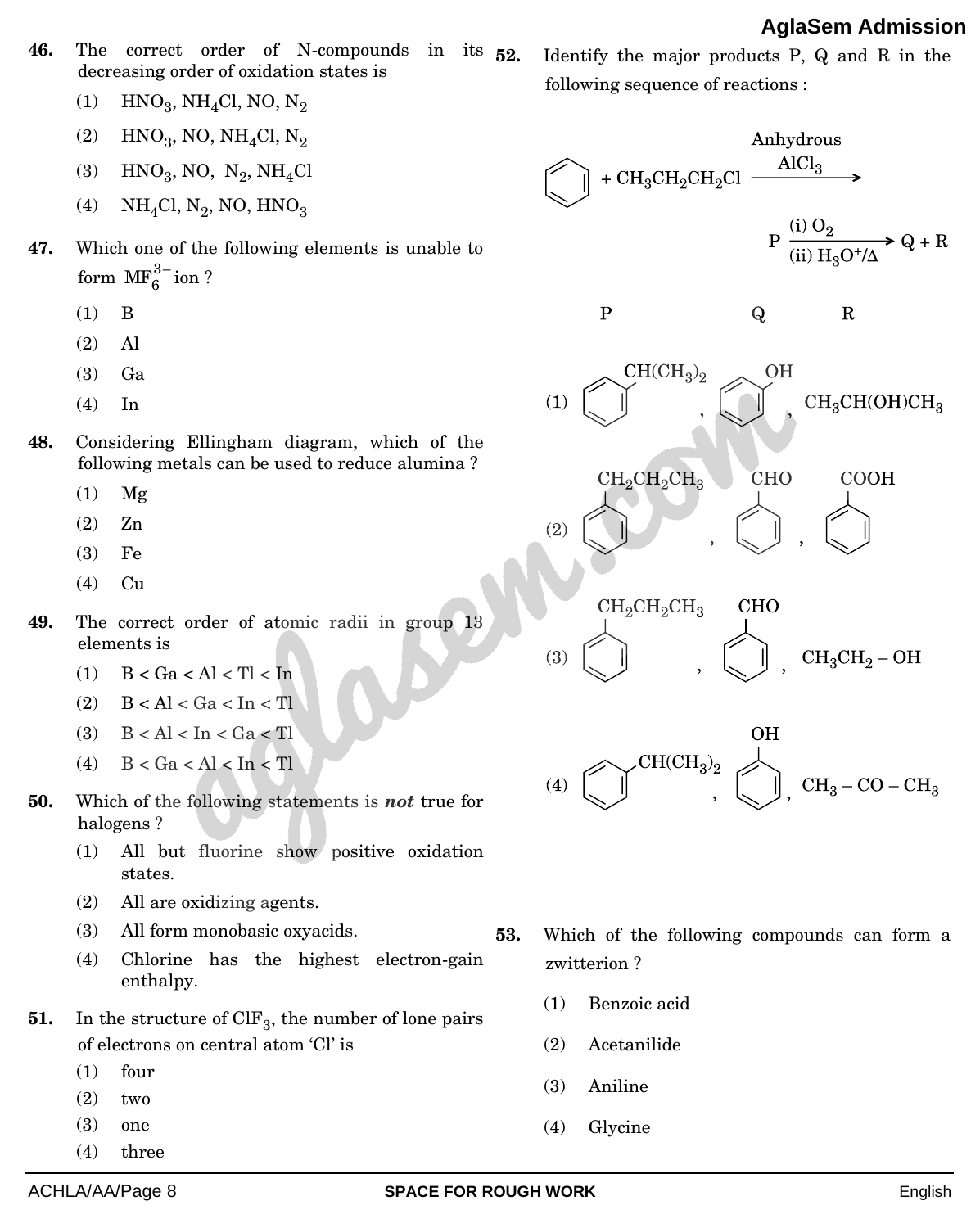46. The correct order of N-compounds in its decreasing order of oxidation states is

(1) $HNO_3$, $NH_4Cl$, NO, $N_2$

(2) $HNO_3$, NO, $NH_4Cl$, $N_2$

(3) $HNO_3$, NO, $N_2$, $NH_4Cl$

(4) $NH_4Cl$, $N_2$, NO, $HNO_3$

47. Which one of the following elements is unable to form $MF_6^{3-}$ ion ?

(1) B

(2) Al

(3) Ga

(4) In

48. Considering Ellingham diagram, which of the following metals can be used to reduce alumina ?

(1) Mg

(2) Zn

(3) Fe

(4) Cu

49. The correct order of atomic radii in group 13 elements is

(1) B < Ga < Al < Tl < In

(2) B < Al < Ga < In < Tl

(3) B < Al < In < Ga < Tl

(4) B < Ga < Al < In < Tl

50. Which of the following statements is ***not*** true for halogens ?

(1) All but fluorine show positive oxidation states.

(2) All are oxidizing agents.

(3) All form monobasic oxyacids.

(4) Chlorine has the highest electron-gain enthalpy.

51. In the structure of $ClF_3$, the number of lone pairs of electrons on central atom 'Cl' is

(1) four

(2) two

(3) one

(4) three

52. Identify the major products P, Q and R in the following sequence of reactions :

$$C_6H_6 + CH_3CH_2CH_2Cl \xrightarrow{\text{Anhydrous } AlCl_3} P \xrightarrow[\text{(ii) } H_3O^+/\Delta]{\text{(i) } O_2} Q + R$$

| | P | Q | R |
|---|---|---|---|
| (1) | $C_6H_5CH(CH_3)_2$ | $C_6H_5OH$ | $CH_3CH(OH)CH_3$ |
| (2) | $C_6H_5CH_2CH_2CH_3$ | $C_6H_5CHO$ | $C_6H_5COOH$ |
| (3) | $C_6H_5CH_2CH_2CH_3$ | $C_6H_5CHO$ | $CH_3CH_2-OH$ |
| (4) | $C_6H_5CH(CH_3)_2$ | $C_6H_5OH$ | $CH_3-CO-CH_3$ |

53. Which of the following compounds can form a zwitterion ?

(1) Benzoic acid

(2) Acetanilide

(3) Aniline

(4) Glycine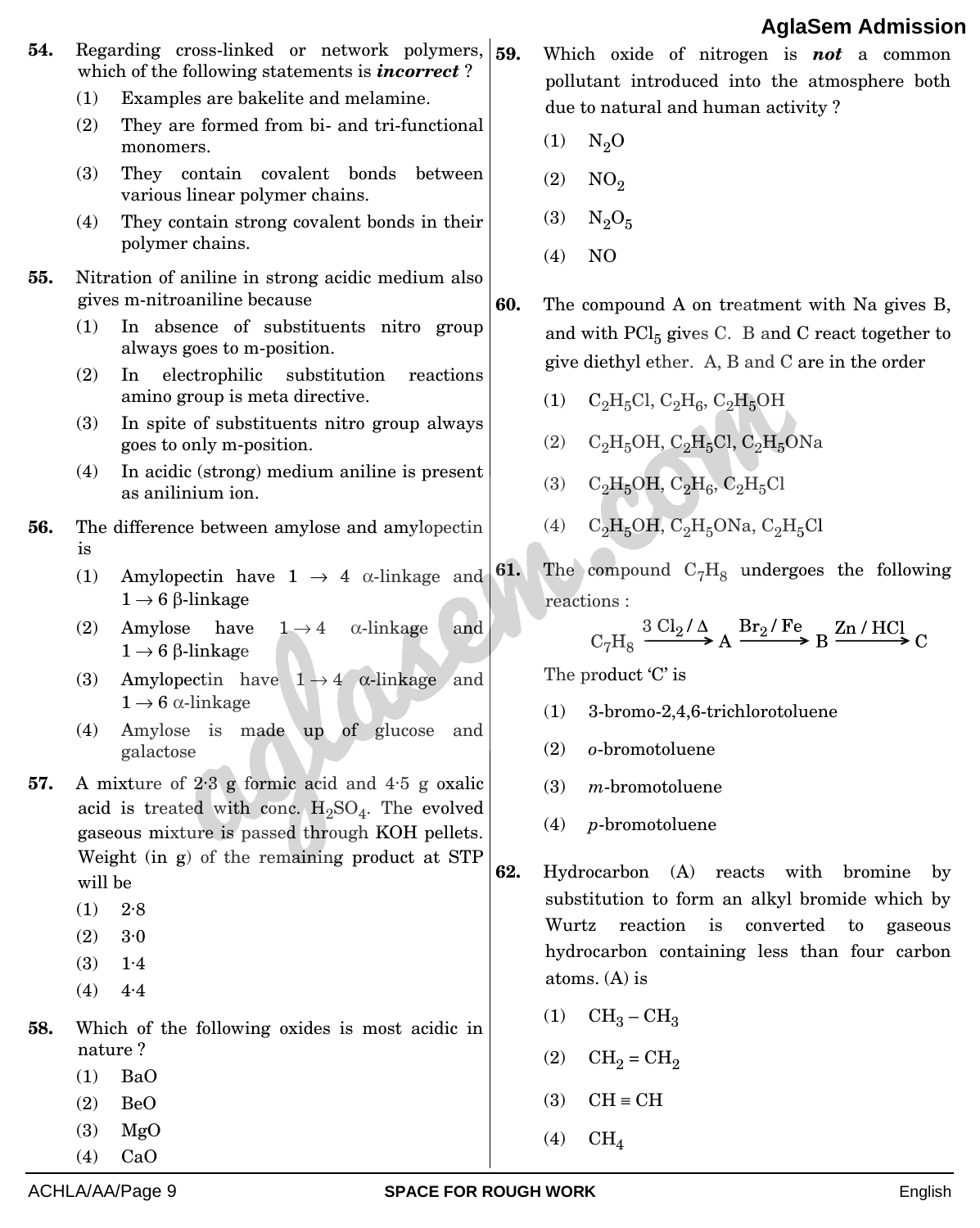54. Regarding cross-linked or network polymers, which of the following statements is ***incorrect*** ?

(1) Examples are bakelite and melamine.

(2) They are formed from bi- and tri-functional monomers.

(3) They contain covalent bonds between various linear polymer chains.

(4) They contain strong covalent bonds in their polymer chains.

55. Nitration of aniline in strong acidic medium also gives m-nitroaniline because

(1) In absence of substituents nitro group always goes to m-position.

(2) In electrophilic substitution reactions amino group is meta directive.

(3) In spite of substituents nitro group always goes to only m-position.

(4) In acidic (strong) medium aniline is present as anilinium ion.

56. The difference between amylose and amylopectin is

(1) Amylopectin have $1 \rightarrow 4$ $\alpha$-linkage and $1 \rightarrow 6$ $\beta$-linkage

(2) Amylose have $1 \rightarrow 4$ $\alpha$-linkage and $1 \rightarrow 6$ $\beta$-linkage

(3) Amylopectin have $1 \rightarrow 4$ $\alpha$-linkage and $1 \rightarrow 6$ $\alpha$-linkage

(4) Amylose is made up of glucose and galactose

57. A mixture of 2·3 g formic acid and 4·5 g oxalic acid is treated with conc. $H_2SO_4$. The evolved gaseous mixture is passed through KOH pellets. Weight (in g) of the remaining product at STP will be

(1) 2·8

(2) 3·0

(3) 1·4

(4) 4·4

58. Which of the following oxides is most acidic in nature ?

(1) BaO

(2) BeO

(3) MgO

(4) CaO

59. Which oxide of nitrogen is ***not*** a common pollutant introduced into the atmosphere both due to natural and human activity ?

(1) $N_2O$

(2) $NO_2$

(3) $N_2O_5$

(4) NO

60. The compound A on treatment with Na gives B, and with $PCl_5$ gives C. B and C react together to give diethyl ether. A, B and C are in the order

(1) $C_2H_5Cl$, $C_2H_6$, $C_2H_5OH$

(2) $C_2H_5OH$, $C_2H_5Cl$, $C_2H_5ONa$

(3) $C_2H_5OH$, $C_2H_6$, $C_2H_5Cl$

(4) $C_2H_5OH$, $C_2H_5ONa$, $C_2H_5Cl$

61. The compound $C_7H_8$ undergoes the following reactions :

$$C_7H_8 \xrightarrow{3\,Cl_2/\Delta} A \xrightarrow{Br_2/Fe} B \xrightarrow{Zn/HCl} C$$

The product 'C' is

(1) 3-bromo-2,4,6-trichlorotoluene

(2) *o*-bromotoluene

(3) *m*-bromotoluene

(4) *p*-bromotoluene

62. Hydrocarbon (A) reacts with bromine by substitution to form an alkyl bromide which by Wurtz reaction is converted to gaseous hydrocarbon containing less than four carbon atoms. (A) is

(1) $CH_3 - CH_3$

(2) $CH_2 = CH_2$

(3) $CH \equiv CH$

(4) $CH_4$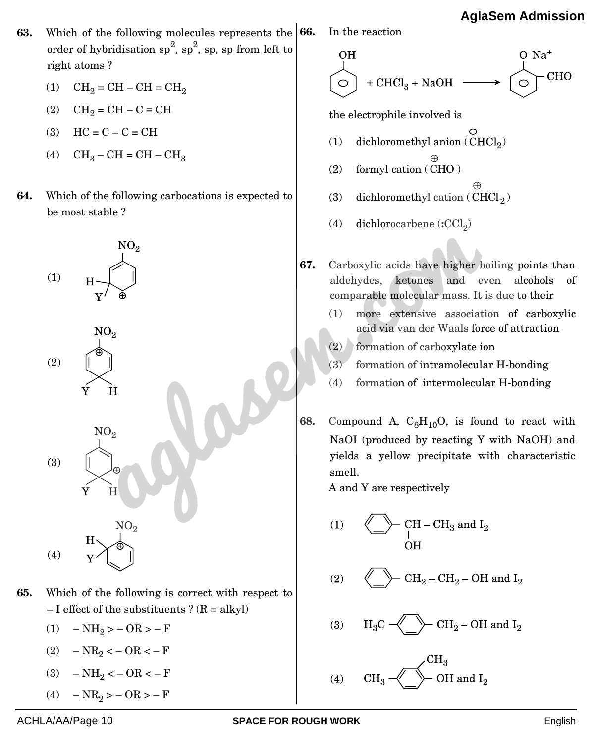**63.** Which of the following molecules represents the order of hybridisation $sp^2$, $sp^2$, sp, sp from left to right atoms ?

(1) $CH_2 = CH - CH = CH_2$

(2) $CH_2 = CH - C \equiv CH$

(3) $HC \equiv C - C \equiv CH$

(4) $CH_3 - CH = CH - CH_3$

**64.** Which of the following carbocations is expected to be most stable ?

(1) [Cyclohexadienyl cation: ring carbon bearing H and Y, with $NO_2$ on the ring; ⊕ on the carbon adjacent to the C(H)(Y) carbon]

(2) [Cyclohexadienyl cation: $NO_2$ on the carbon bearing ⊕, para to the C(H)(Y) carbon]

(3) [Cyclohexadienyl cation: $NO_2$ on the ring; ⊕ on the carbon adjacent to the C(H)(Y) carbon]

(4) [Cyclohexadienyl cation: $NO_2$ on the carbon bearing ⊕, adjacent to the C(H)(Y) carbon]

**65.** Which of the following is correct with respect to – I effect of the substituents ? (R = alkyl)

(1) $-NH_2 > -OR > -F$

(2) $-NR_2 < -OR < -F$

(3) $-NH_2 < -OR < -F$

(4) $-NR_2 > -OR > -F$

**66.** In the reaction

$$C_6H_5OH + CHCl_3 + NaOH \longrightarrow o\text{-}(O^-Na^+)C_6H_4CHO$$

the electrophile involved is

(1) dichloromethyl anion ($\overset{\ominus}{C}HCl_2$)

(2) formyl cation ($\overset{\oplus}{C}HO$)

(3) dichloromethyl cation ($\overset{\oplus}{C}HCl_2$)

(4) dichlorocarbene ($:CCl_2$)

**67.** Carboxylic acids have higher boiling points than aldehydes, ketones and even alcohols of comparable molecular mass. It is due to their

(1) more extensive association of carboxylic acid via van der Waals force of attraction

(2) formation of carboxylate ion

(3) formation of intramolecular H-bonding

(4) formation of intermolecular H-bonding

**68.** Compound A, $C_8H_{10}O$, is found to react with NaOI (produced by reacting Y with NaOH) and yields a yellow precipitate with characteristic smell.

A and Y are respectively

(1) $C_6H_5-CH(OH)-CH_3$ and $I_2$

(2) $C_6H_5-CH_2-CH_2-OH$ and $I_2$

(3) $H_3C-C_6H_4-CH_2-OH$ and $I_2$

(4) $CH_3-C_6H_3(CH_3)-OH$ and $I_2$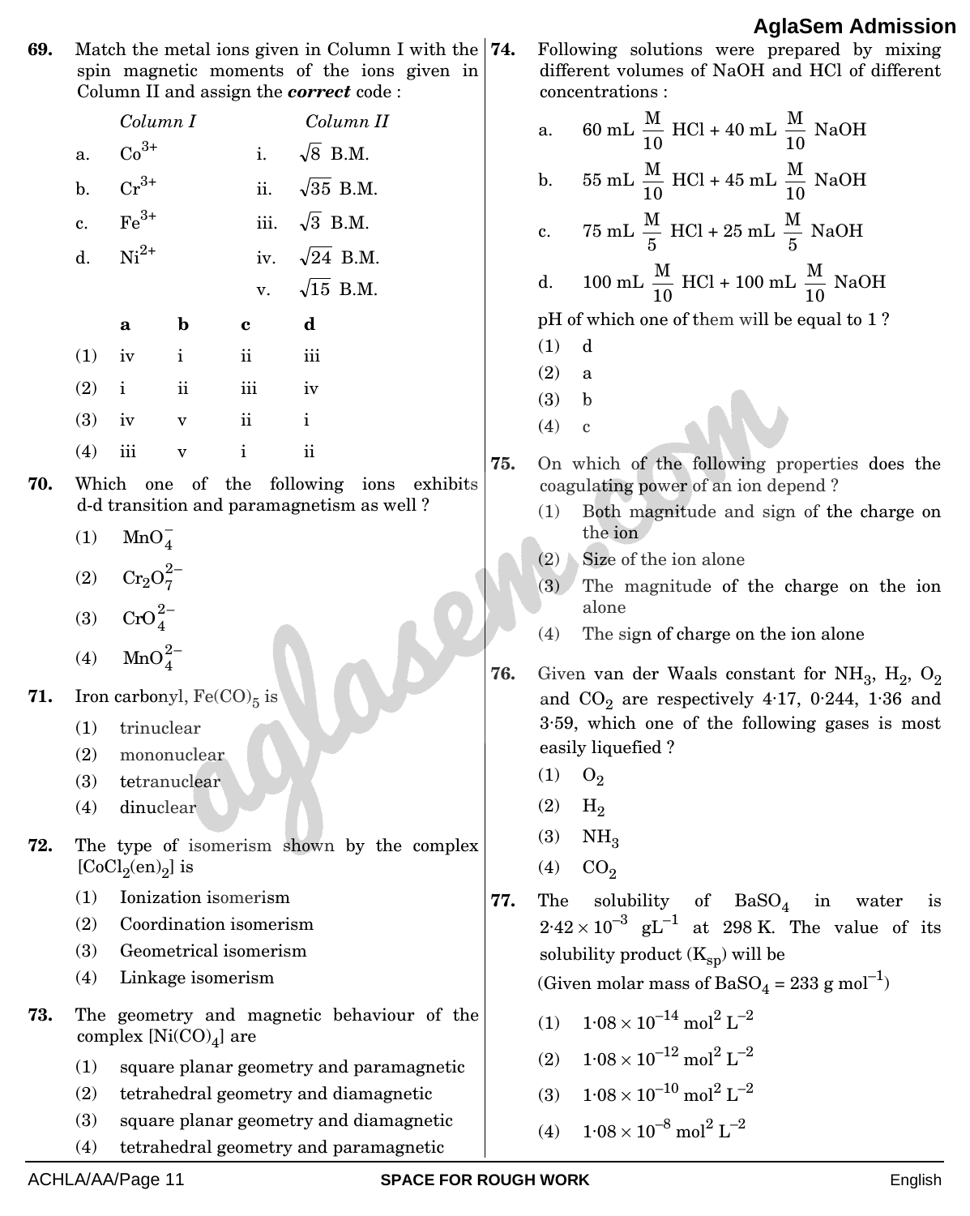**69.** Match the metal ions given in Column I with the spin magnetic moments of the ions given in Column II and assign the ***correct*** code :

| | *Column I* | | *Column II* |
|---|---|---|---|
| a. | $Co^{3+}$ | i. | $\sqrt{8}$ B.M. |
| b. | $Cr^{3+}$ | ii. | $\sqrt{35}$ B.M. |
| c. | $Fe^{3+}$ | iii. | $\sqrt{3}$ B.M. |
| d. | $Ni^{2+}$ | iv. | $\sqrt{24}$ B.M. |
| | | v. | $\sqrt{15}$ B.M. |

| | **a** | **b** | **c** | **d** |
|---|---|---|---|---|
| (1) | iv | i | ii | iii |
| (2) | i | ii | iii | iv |
| (3) | iv | v | ii | i |
| (4) | iii | v | i | ii |

**70.** Which one of the following ions exhibits d-d transition and paramagnetism as well ?

(1) $MnO_4^-$

(2) $Cr_2O_7^{2-}$

(3) $CrO_4^{2-}$

(4) $MnO_4^{2-}$

**71.** Iron carbonyl, $Fe(CO)_5$ is

(1) trinuclear

(2) mononuclear

(3) tetranuclear

(4) dinuclear

**72.** The type of isomerism shown by the complex $[CoCl_2(en)_2]$ is

(1) Ionization isomerism

(2) Coordination isomerism

(3) Geometrical isomerism

(4) Linkage isomerism

**73.** The geometry and magnetic behaviour of the complex $[Ni(CO)_4]$ are

(1) square planar geometry and paramagnetic

(2) tetrahedral geometry and diamagnetic

(3) square planar geometry and diamagnetic

(4) tetrahedral geometry and paramagnetic

**74.** Following solutions were prepared by mixing different volumes of NaOH and HCl of different concentrations :

a. 60 mL $\frac{M}{10}$ HCl + 40 mL $\frac{M}{10}$ NaOH

b. 55 mL $\frac{M}{10}$ HCl + 45 mL $\frac{M}{10}$ NaOH

c. 75 mL $\frac{M}{5}$ HCl + 25 mL $\frac{M}{5}$ NaOH

d. 100 mL $\frac{M}{10}$ HCl + 100 mL $\frac{M}{10}$ NaOH

pH of which one of them will be equal to 1 ?

(1) d

(2) a

(3) b

(4) c

**75.** On which of the following properties does the coagulating power of an ion depend ?

(1) Both magnitude and sign of the charge on the ion

(2) Size of the ion alone

(3) The magnitude of the charge on the ion alone

(4) The sign of charge on the ion alone

**76.** Given van der Waals constant for $NH_3$, $H_2$, $O_2$ and $CO_2$ are respectively 4·17, 0·244, 1·36 and 3·59, which one of the following gases is most easily liquefied ?

(1) $O_2$

(2) $H_2$

(3) $NH_3$

(4) $CO_2$

**77.** The solubility of $BaSO_4$ in water is $2{\cdot}42 \times 10^{-3}$ $gL^{-1}$ at 298 K. The value of its solubility product ($K_{sp}$) will be

(Given molar mass of $BaSO_4$ = 233 g $mol^{-1}$)

(1) $1{\cdot}08 \times 10^{-14}$ $mol^2\ L^{-2}$

(2) $1{\cdot}08 \times 10^{-12}$ $mol^2\ L^{-2}$

(3) $1{\cdot}08 \times 10^{-10}$ $mol^2\ L^{-2}$

(4) $1{\cdot}08 \times 10^{-8}$ $mol^2\ L^{-2}$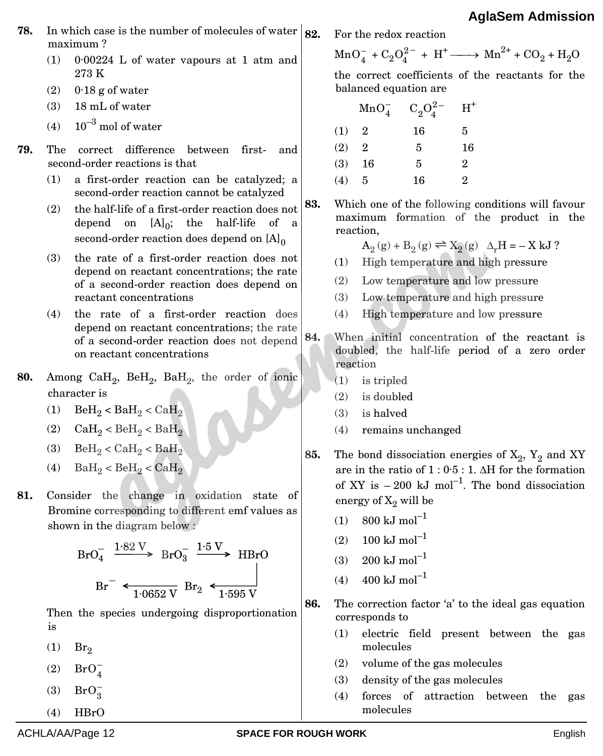**78.** In which case is the number of molecules of water maximum ?

(1) 0·00224 L of water vapours at 1 atm and 273 K

(2) 0·18 g of water

(3) 18 mL of water

(4) $10^{-3}$ mol of water

**79.** The correct difference between first- and second-order reactions is that

(1) a first-order reaction can be catalyzed; a second-order reaction cannot be catalyzed

(2) the half-life of a first-order reaction does not depend on $[A]_0$; the half-life of a second-order reaction does depend on $[A]_0$

(3) the rate of a first-order reaction does not depend on reactant concentrations; the rate of a second-order reaction does depend on reactant concentrations

(4) the rate of a first-order reaction does depend on reactant concentrations; the rate of a second-order reaction does not depend on reactant concentrations

**80.** Among $CaH_2$, $BeH_2$, $BaH_2$, the order of ionic character is

(1) $BeH_2 < BaH_2 < CaH_2$

(2) $CaH_2 < BeH_2 < BaH_2$

(3) $BeH_2 < CaH_2 < BaH_2$

(4) $BaH_2 < BeH_2 < CaH_2$

**81.** Consider the change in oxidation state of Bromine corresponding to different emf values as shown in the diagram below :

$$BrO_4^- \xrightarrow{1.82\text{ V}} BrO_3^- \xrightarrow{1.5\text{ V}} HBrO$$

$$HBrO \xrightarrow{1.595\text{ V}} Br_2 \xrightarrow{1.0652\text{ V}} Br^-$$

Then the species undergoing disproportionation is

(1) $Br_2$

(2) $BrO_4^-$

(3) $BrO_3^-$

(4) $HBrO$

**82.** For the redox reaction

$$MnO_4^- + C_2O_4^{2-} + H^+ \longrightarrow Mn^{2+} + CO_2 + H_2O$$

the correct coefficients of the reactants for the balanced equation are

| | $MnO_4^-$ | $C_2O_4^{2-}$ | $H^+$ |
|---|---|---|---|
| (1) | 2 | 16 | 5 |
| (2) | 2 | 5 | 16 |
| (3) | 16 | 5 | 2 |
| (4) | 5 | 16 | 2 |

**83.** Which one of the following conditions will favour maximum formation of the product in the reaction,

$$A_2(g) + B_2(g) \rightleftharpoons X_2(g) \quad \Delta_r H = -X \text{ kJ ?}$$

(1) High temperature and high pressure

(2) Low temperature and low pressure

(3) Low temperature and high pressure

(4) High temperature and low pressure

**84.** When initial concentration of the reactant is doubled, the half-life period of a zero order reaction

(1) is tripled

(2) is doubled

(3) is halved

(4) remains unchanged

**85.** The bond dissociation energies of $X_2$, $Y_2$ and XY are in the ratio of 1 : 0·5 : 1. ΔH for the formation of XY is – 200 kJ $mol^{-1}$. The bond dissociation energy of $X_2$ will be

(1) 800 kJ $mol^{-1}$

(2) 100 kJ $mol^{-1}$

(3) 200 kJ $mol^{-1}$

(4) 400 kJ $mol^{-1}$

**86.** The correction factor 'a' to the ideal gas equation corresponds to

(1) electric field present between the gas molecules

(2) volume of the gas molecules

(3) density of the gas molecules

(4) forces of attraction between the gas molecules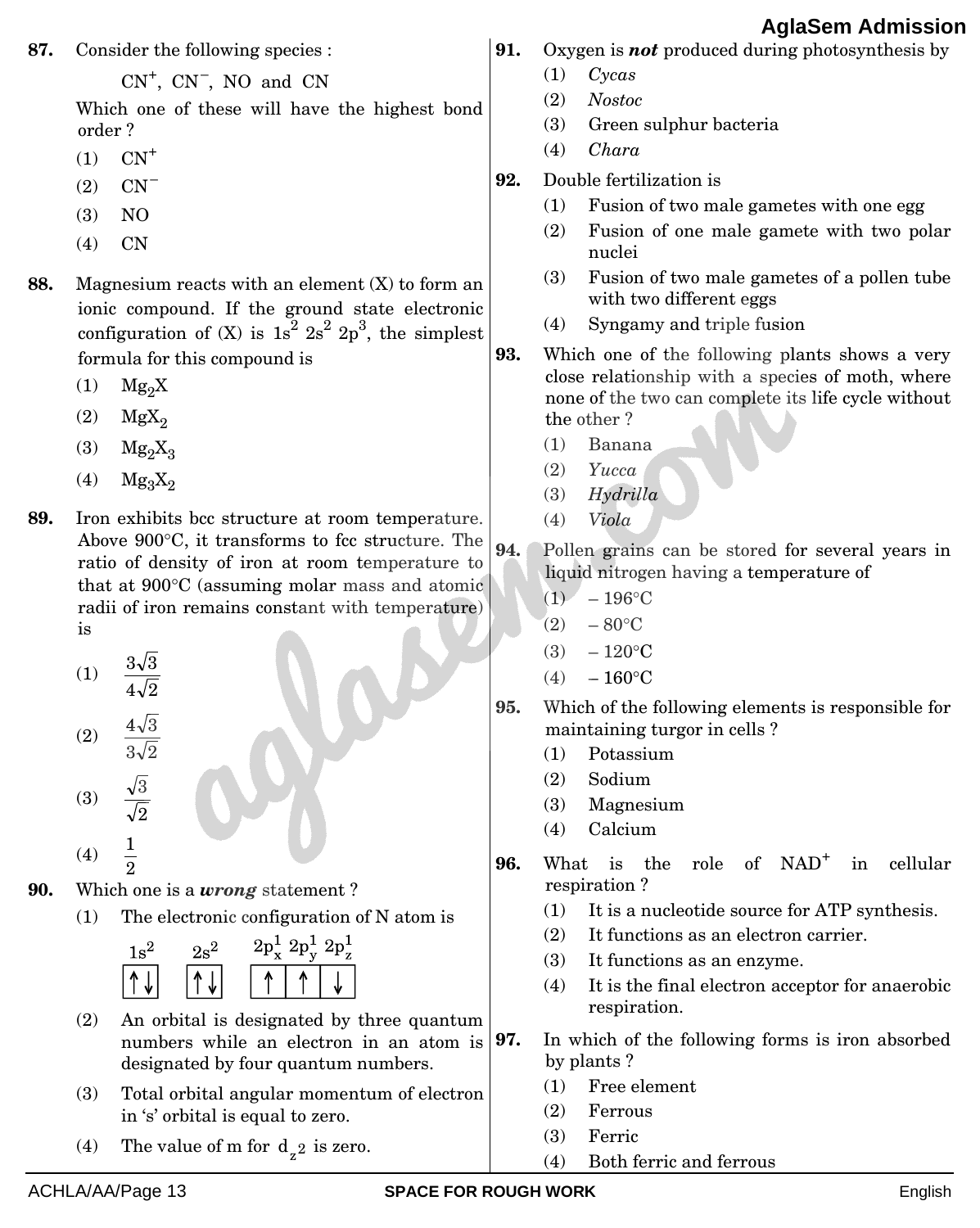**87.** Consider the following species :

$CN^+$, $CN^-$, NO and CN

Which one of these will have the highest bond order ?

(1) $CN^+$

(2) $CN^-$

(3) NO

(4) CN

**88.** Magnesium reacts with an element (X) to form an ionic compound. If the ground state electronic configuration of (X) is $1s^2\ 2s^2\ 2p^3$, the simplest formula for this compound is

(1) $Mg_2X$

(2) $MgX_2$

(3) $Mg_2X_3$

(4) $Mg_3X_2$

**89.** Iron exhibits bcc structure at room temperature. Above 900°C, it transforms to fcc structure. The ratio of density of iron at room temperature to that at 900°C (assuming molar mass and atomic radii of iron remains constant with temperature) is

(1) $\frac{3\sqrt{3}}{4\sqrt{2}}$

(2) $\frac{4\sqrt{3}}{3\sqrt{2}}$

(3) $\frac{\sqrt{3}}{\sqrt{2}}$

(4) $\frac{1}{2}$

**90.** Which one is a ***wrong*** statement ?

(1) The electronic configuration of N atom is

$1s^2$ [↑↓] $2s^2$ [↑↓] $2p_x^1\ 2p_y^1\ 2p_z^1$ [↑][↑][↓]

(2) An orbital is designated by three quantum numbers while an electron in an atom is designated by four quantum numbers.

(3) Total orbital angular momentum of electron in 's' orbital is equal to zero.

(4) The value of m for $d_{z^2}$ is zero.

**91.** Oxygen is ***not*** produced during photosynthesis by

(1) *Cycas*

(2) *Nostoc*

(3) Green sulphur bacteria

(4) *Chara*

**92.** Double fertilization is

(1) Fusion of two male gametes with one egg

(2) Fusion of one male gamete with two polar nuclei

(3) Fusion of two male gametes of a pollen tube with two different eggs

(4) Syngamy and triple fusion

**93.** Which one of the following plants shows a very close relationship with a species of moth, where none of the two can complete its life cycle without the other ?

(1) Banana

(2) *Yucca*

(3) *Hydrilla*

(4) *Viola*

**94.** Pollen grains can be stored for several years in liquid nitrogen having a temperature of

(1) – 196°C

(2) – 80°C

(3) – 120°C

(4) – 160°C

**95.** Which of the following elements is responsible for maintaining turgor in cells ?

(1) Potassium

(2) Sodium

(3) Magnesium

(4) Calcium

**96.** What is the role of $NAD^+$ in cellular respiration ?

(1) It is a nucleotide source for ATP synthesis.

(2) It functions as an electron carrier.

(3) It functions as an enzyme.

(4) It is the final electron acceptor for anaerobic respiration.

**97.** In which of the following forms is iron absorbed by plants ?

(1) Free element

(2) Ferrous

(3) Ferric

(4) Both ferric and ferrous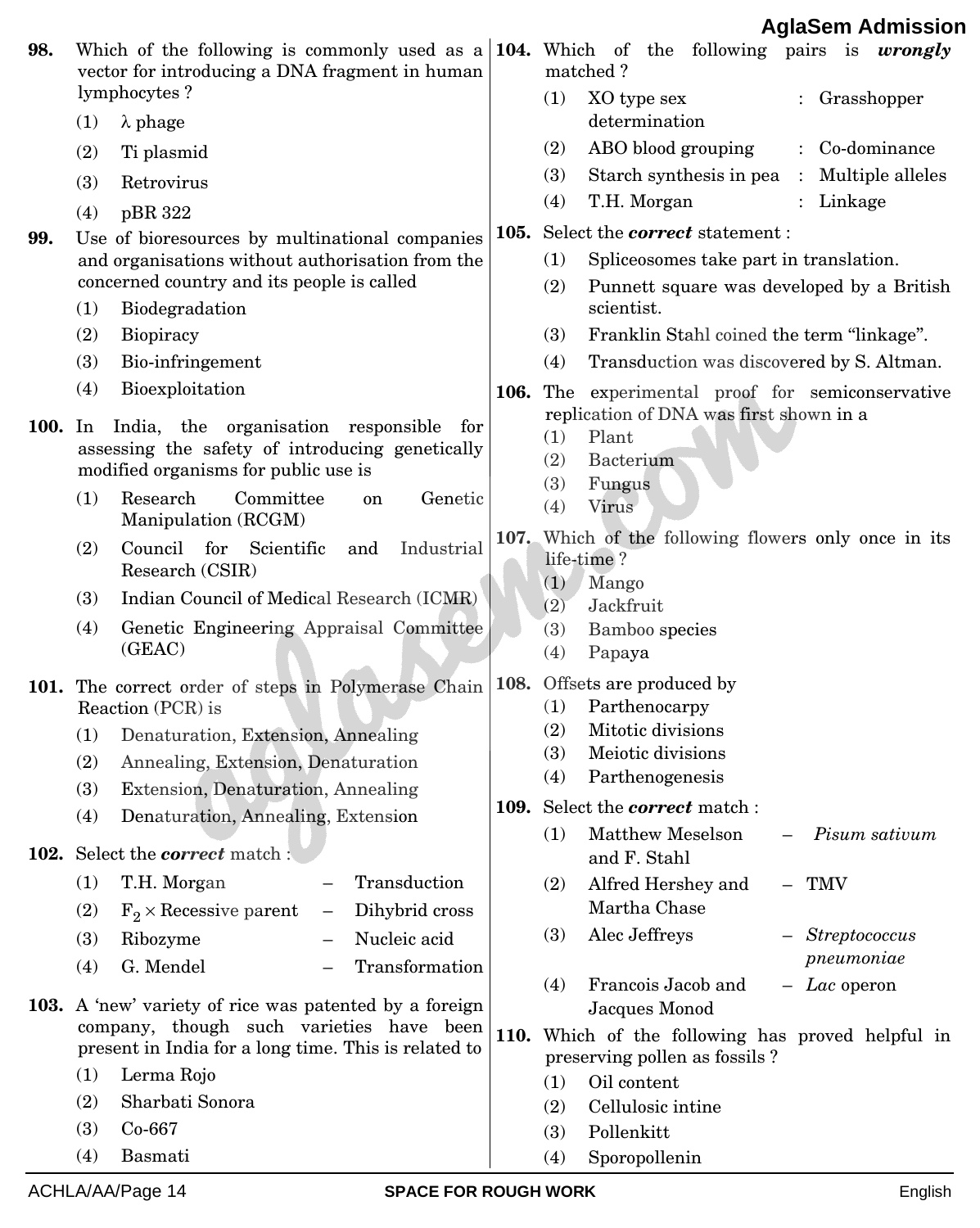**98.** Which of the following is commonly used as a vector for introducing a DNA fragment in human lymphocytes ?

(1) λ phage

(2) Ti plasmid

(3) Retrovirus

(4) pBR 322

**99.** Use of bioresources by multinational companies and organisations without authorisation from the concerned country and its people is called

(1) Biodegradation

(2) Biopiracy

(3) Bio-infringement

(4) Bioexploitation

**100.** In India, the organisation responsible for assessing the safety of introducing genetically modified organisms for public use is

(1) Research Committee on Genetic Manipulation (RCGM)

(2) Council for Scientific and Industrial Research (CSIR)

(3) Indian Council of Medical Research (ICMR)

(4) Genetic Engineering Appraisal Committee (GEAC)

**101.** The correct order of steps in Polymerase Chain Reaction (PCR) is

(1) Denaturation, Extension, Annealing

(2) Annealing, Extension, Denaturation

(3) Extension, Denaturation, Annealing

(4) Denaturation, Annealing, Extension

**102.** Select the ***correct*** match :

(1) T.H. Morgan – Transduction

(2) $F_2$ × Recessive parent – Dihybrid cross

(3) Ribozyme – Nucleic acid

(4) G. Mendel – Transformation

**103.** A 'new' variety of rice was patented by a foreign company, though such varieties have been present in India for a long time. This is related to

(1) Lerma Rojo

(2) Sharbati Sonora

(3) Co-667

(4) Basmati

**104.** Which of the following pairs is ***wrongly*** matched ?

(1) XO type sex determination : Grasshopper

(2) ABO blood grouping : Co-dominance

(3) Starch synthesis in pea : Multiple alleles

(4) T.H. Morgan : Linkage

**105.** Select the ***correct*** statement :

(1) Spliceosomes take part in translation.

(2) Punnett square was developed by a British scientist.

(3) Franklin Stahl coined the term "linkage".

(4) Transduction was discovered by S. Altman.

**106.** The experimental proof for semiconservative replication of DNA was first shown in a

(1) Plant

(2) Bacterium

(3) Fungus

(4) Virus

**107.** Which of the following flowers only once in its life-time ?

(1) Mango

(2) Jackfruit

(3) Bamboo species

(4) Papaya

**108.** Offsets are produced by

(1) Parthenocarpy

(2) Mitotic divisions

(3) Meiotic divisions

(4) Parthenogenesis

**109.** Select the ***correct*** match :

(1) Matthew Meselson and F. Stahl – *Pisum sativum*

(2) Alfred Hershey and Martha Chase – TMV

(3) Alec Jeffreys – *Streptococcus pneumoniae*

(4) Francois Jacob and Jacques Monod – *Lac* operon

**110.** Which of the following has proved helpful in preserving pollen as fossils ?

(1) Oil content

(2) Cellulosic intine

(3) Pollenkitt

(4) Sporopollenin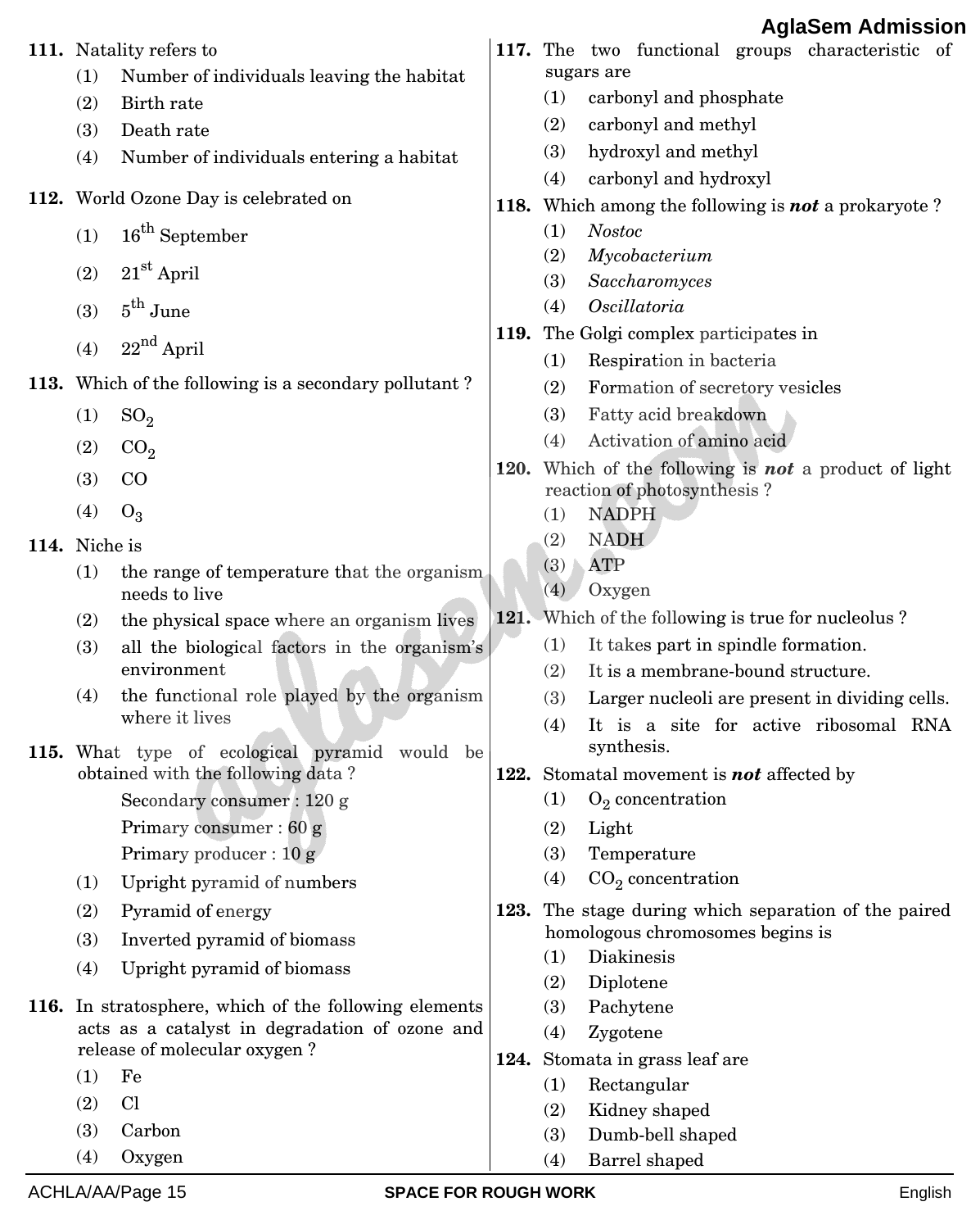**111.** Natality refers to

(1) Number of individuals leaving the habitat

(2) Birth rate

(3) Death rate

(4) Number of individuals entering a habitat

**112.** World Ozone Day is celebrated on

(1) 16th September

(2) 21st April

(3) 5th June

(4) 22nd April

**113.** Which of the following is a secondary pollutant ?

(1) $SO_2$

(2) $CO_2$

(3) CO

(4) $O_3$

**114.** Niche is

(1) the range of temperature that the organism needs to live

(2) the physical space where an organism lives

(3) all the biological factors in the organism's environment

(4) the functional role played by the organism where it lives

**115.** What type of ecological pyramid would be obtained with the following data ?

Secondary consumer : 120 g
Primary consumer : 60 g
Primary producer : 10 g

(1) Upright pyramid of numbers

(2) Pyramid of energy

(3) Inverted pyramid of biomass

(4) Upright pyramid of biomass

**116.** In stratosphere, which of the following elements acts as a catalyst in degradation of ozone and release of molecular oxygen ?

(1) Fe

(2) Cl

(3) Carbon

(4) Oxygen

**117.** The two functional groups characteristic of sugars are

(1) carbonyl and phosphate

(2) carbonyl and methyl

(3) hydroxyl and methyl

(4) carbonyl and hydroxyl

**118.** Which among the following is ***not*** a prokaryote ?

(1) *Nostoc*

(2) *Mycobacterium*

(3) *Saccharomyces*

(4) *Oscillatoria*

**119.** The Golgi complex participates in

(1) Respiration in bacteria

(2) Formation of secretory vesicles

(3) Fatty acid breakdown

(4) Activation of amino acid

**120.** Which of the following is ***not*** a product of light reaction of photosynthesis ?

(1) NADPH

(2) NADH

(3) ATP

(4) Oxygen

**121.** Which of the following is true for nucleolus ?

(1) It takes part in spindle formation.

(2) It is a membrane-bound structure.

(3) Larger nucleoli are present in dividing cells.

(4) It is a site for active ribosomal RNA synthesis.

**122.** Stomatal movement is ***not*** affected by

(1) $O_2$ concentration

(2) Light

(3) Temperature

(4) $CO_2$ concentration

**123.** The stage during which separation of the paired homologous chromosomes begins is

(1) Diakinesis

(2) Diplotene

(3) Pachytene

(4) Zygotene

**124.** Stomata in grass leaf are

(1) Rectangular

(2) Kidney shaped

(3) Dumb-bell shaped

(4) Barrel shaped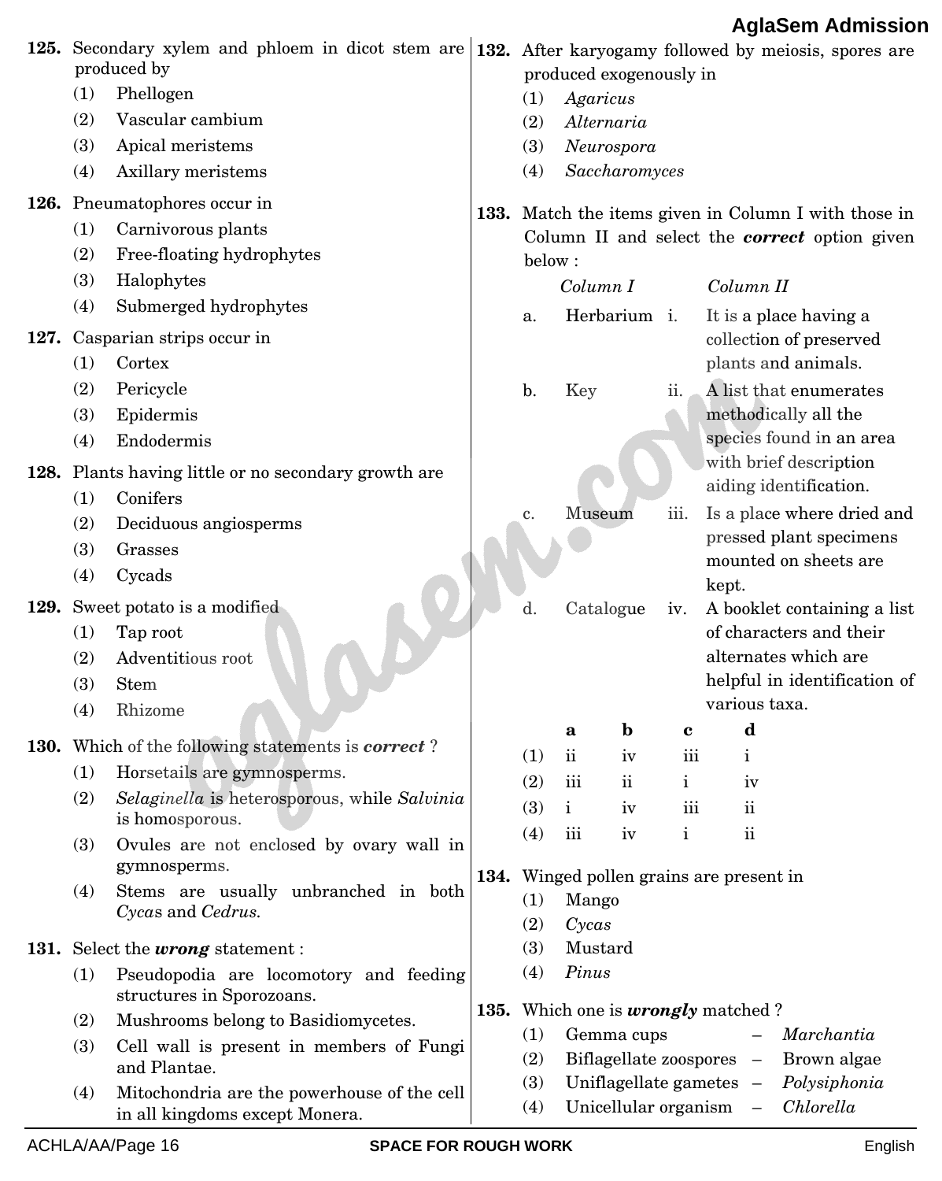**125.** Secondary xylem and phloem in dicot stem are produced by

(1) Phellogen
(2) Vascular cambium
(3) Apical meristems
(4) Axillary meristems

**126.** Pneumatophores occur in

(1) Carnivorous plants
(2) Free-floating hydrophytes
(3) Halophytes
(4) Submerged hydrophytes

**127.** Casparian strips occur in

(1) Cortex
(2) Pericycle
(3) Epidermis
(4) Endodermis

**128.** Plants having little or no secondary growth are

(1) Conifers
(2) Deciduous angiosperms
(3) Grasses
(4) Cycads

**129.** Sweet potato is a modified

(1) Tap root
(2) Adventitious root
(3) Stem
(4) Rhizome

**130.** Which of the following statements is ***correct*** ?

(1) Horsetails are gymnosperms.
(2) *Selaginella* is heterosporous, while *Salvinia* is homosporous.
(3) Ovules are not enclosed by ovary wall in gymnosperms.
(4) Stems are usually unbranched in both *Cycas* and *Cedrus*.

**131.** Select the ***wrong*** statement :

(1) Pseudopodia are locomotory and feeding structures in Sporozoans.
(2) Mushrooms belong to Basidiomycetes.
(3) Cell wall is present in members of Fungi and Plantae.
(4) Mitochondria are the powerhouse of the cell in all kingdoms except Monera.

**132.** After karyogamy followed by meiosis, spores are produced exogenously in

(1) *Agaricus*
(2) *Alternaria*
(3) *Neurospora*
(4) *Saccharomyces*

**133.** Match the items given in Column I with those in Column II and select the ***correct*** option given below :

| | *Column I* | | *Column II* |
|---|---|---|---|
| a. | Herbarium | i. | It is a place having a collection of preserved plants and animals. |
| b. | Key | ii. | A list that enumerates methodically all the species found in an area with brief description aiding identification. |
| c. | Museum | iii. | Is a place where dried and pressed plant specimens mounted on sheets are kept. |
| d. | Catalogue | iv. | A booklet containing a list of characters and their alternates which are helpful in identification of various taxa. |

| | **a** | **b** | **c** | **d** |
|---|---|---|---|---|
| (1) | ii | iv | iii | i |
| (2) | iii | ii | i | iv |
| (3) | i | iv | iii | ii |
| (4) | iii | iv | i | ii |

**134.** Winged pollen grains are present in

(1) Mango
(2) *Cycas*
(3) Mustard
(4) *Pinus*

**135.** Which one is ***wrongly*** matched ?

(1) Gemma cups – *Marchantia*
(2) Biflagellate zoospores – Brown algae
(3) Uniflagellate gametes – *Polysiphonia*
(4) Unicellular organism – *Chlorella*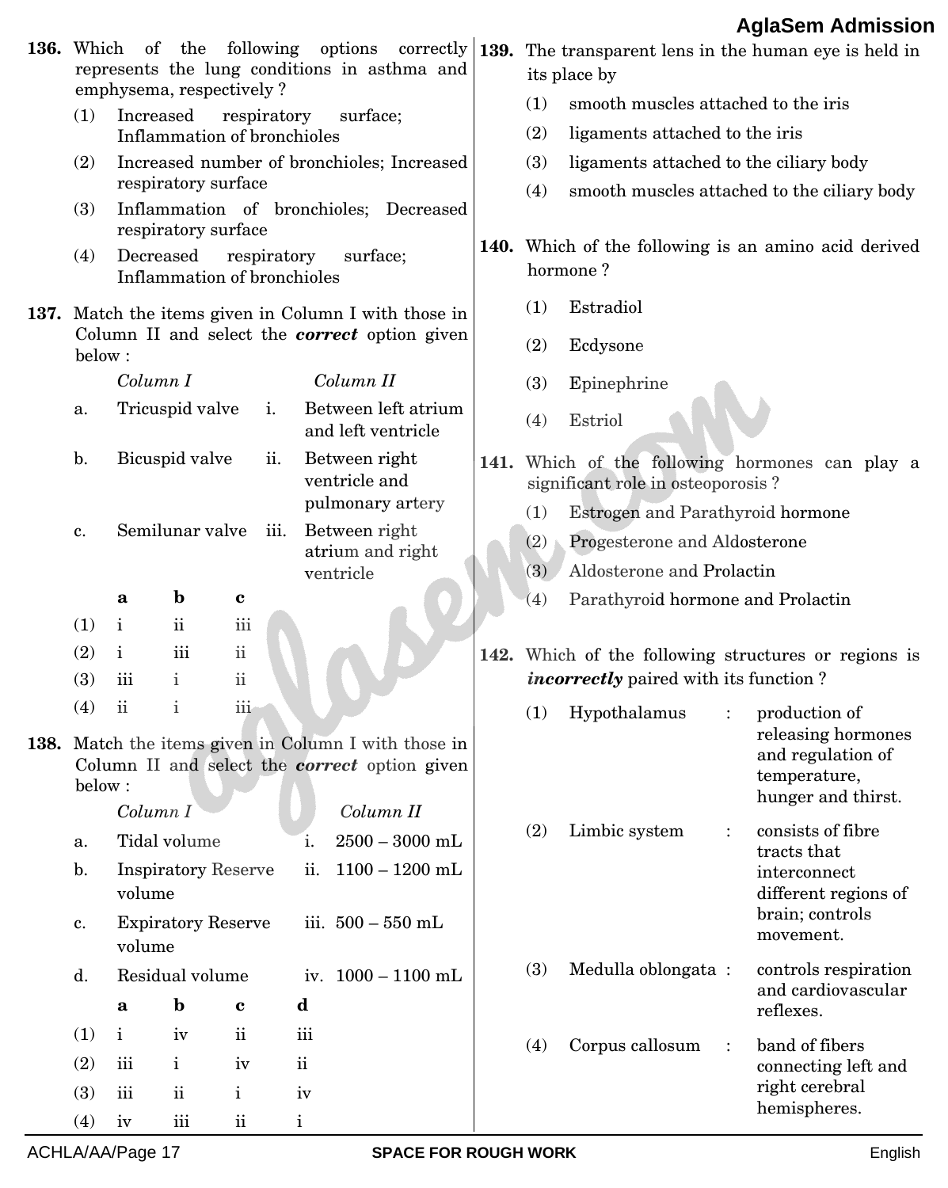**136.** Which of the following options correctly represents the lung conditions in asthma and emphysema, respectively ?

(1) Increased respiratory surface; Inflammation of bronchioles

(2) Increased number of bronchioles; Increased respiratory surface

(3) Inflammation of bronchioles; Decreased respiratory surface

(4) Decreased respiratory surface; Inflammation of bronchioles

**137.** Match the items given in Column I with those in Column II and select the ***correct*** option given below :

| | *Column I* | | *Column II* |
|---|---|---|---|
| a. | Tricuspid valve | i. | Between left atrium and left ventricle |
| b. | Bicuspid valve | ii. | Between right ventricle and pulmonary artery |
| c. | Semilunar valve | iii. | Between right atrium and right ventricle |

| | **a** | **b** | **c** |
|---|---|---|---|
| (1) | i | ii | iii |
| (2) | i | iii | ii |
| (3) | iii | i | ii |
| (4) | ii | i | iii |

**138.** Match the items given in Column I with those in Column II and select the ***correct*** option given below :

| | *Column I* | | *Column II* |
|---|---|---|---|
| a. | Tidal volume | i. | 2500 – 3000 mL |
| b. | Inspiratory Reserve volume | ii. | 1100 – 1200 mL |
| c. | Expiratory Reserve volume | iii. | 500 – 550 mL |
| d. | Residual volume | iv. | 1000 – 1100 mL |

| | **a** | **b** | **c** | **d** |
|---|---|---|---|---|
| (1) | i | iv | ii | iii |
| (2) | iii | i | iv | ii |
| (3) | iii | ii | i | iv |
| (4) | iv | iii | ii | i |

**139.** The transparent lens in the human eye is held in its place by

(1) smooth muscles attached to the iris

(2) ligaments attached to the iris

(3) ligaments attached to the ciliary body

(4) smooth muscles attached to the ciliary body

**140.** Which of the following is an amino acid derived hormone ?

(1) Estradiol

(2) Ecdysone

(3) Epinephrine

(4) Estriol

**141.** Which of the following hormones can play a significant role in osteoporosis ?

(1) Estrogen and Parathyroid hormone

(2) Progesterone and Aldosterone

(3) Aldosterone and Prolactin

(4) Parathyroid hormone and Prolactin

**142.** Which of the following structures or regions is ***incorrectly*** paired with its function ?

(1) Hypothalamus : production of releasing hormones and regulation of temperature, hunger and thirst.

(2) Limbic system : consists of fibre tracts that interconnect different regions of brain; controls movement.

(3) Medulla oblongata : controls respiration and cardiovascular reflexes.

(4) Corpus callosum : band of fibers connecting left and right cerebral hemispheres.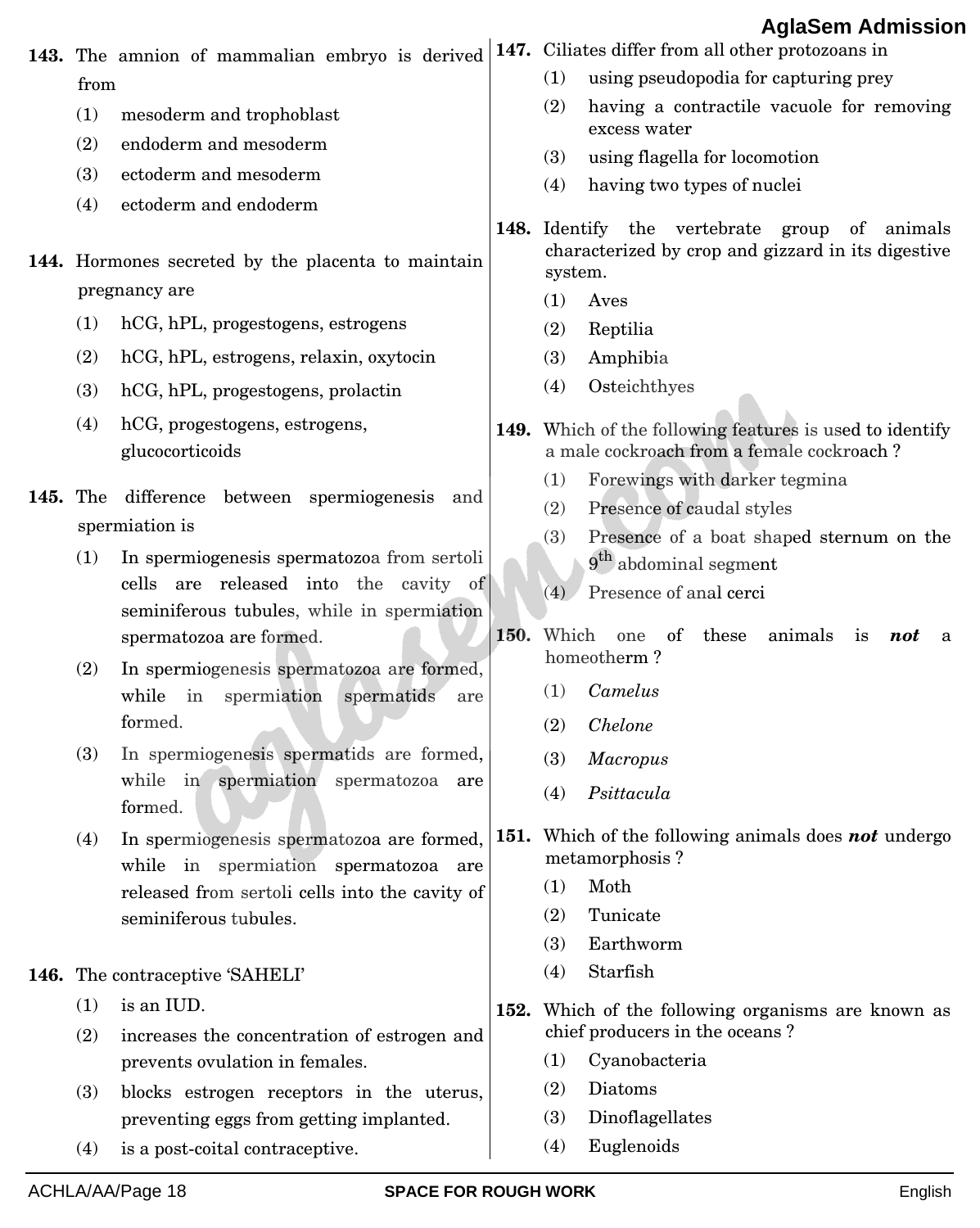**143.** The amnion of mammalian embryo is derived from

(1) mesoderm and trophoblast

(2) endoderm and mesoderm

(3) ectoderm and mesoderm

(4) ectoderm and endoderm

**144.** Hormones secreted by the placenta to maintain pregnancy are

(1) hCG, hPL, progestogens, estrogens

(2) hCG, hPL, estrogens, relaxin, oxytocin

(3) hCG, hPL, progestogens, prolactin

(4) hCG, progestogens, estrogens, glucocorticoids

**145.** The difference between spermiogenesis and spermiation is

(1) In spermiogenesis spermatozoa from sertoli cells are released into the cavity of seminiferous tubules, while in spermiation spermatozoa are formed.

(2) In spermiogenesis spermatozoa are formed, while in spermiation spermatids are formed.

(3) In spermiogenesis spermatids are formed, while in spermiation spermatozoa are formed.

(4) In spermiogenesis spermatozoa are formed, while in spermiation spermatozoa are released from sertoli cells into the cavity of seminiferous tubules.

**146.** The contraceptive 'SAHELI'

(1) is an IUD.

(2) increases the concentration of estrogen and prevents ovulation in females.

(3) blocks estrogen receptors in the uterus, preventing eggs from getting implanted.

(4) is a post-coital contraceptive.

**147.** Ciliates differ from all other protozoans in

(1) using pseudopodia for capturing prey

(2) having a contractile vacuole for removing excess water

(3) using flagella for locomotion

(4) having two types of nuclei

**148.** Identify the vertebrate group of animals characterized by crop and gizzard in its digestive system.

(1) Aves

(2) Reptilia

(3) Amphibia

(4) Osteichthyes

**149.** Which of the following features is used to identify a male cockroach from a female cockroach ?

(1) Forewings with darker tegmina

(2) Presence of caudal styles

(3) Presence of a boat shaped sternum on the $9^{th}$ abdominal segment

(4) Presence of anal cerci

**150.** Which one of these animals is ***not*** a homeotherm ?

(1) *Camelus*

(2) *Chelone*

(3) *Macropus*

(4) *Psittacula*

**151.** Which of the following animals does ***not*** undergo metamorphosis ?

(1) Moth

(2) Tunicate

(3) Earthworm

(4) Starfish

**152.** Which of the following organisms are known as chief producers in the oceans ?

(1) Cyanobacteria

(2) Diatoms

(3) Dinoflagellates

(4) Euglenoids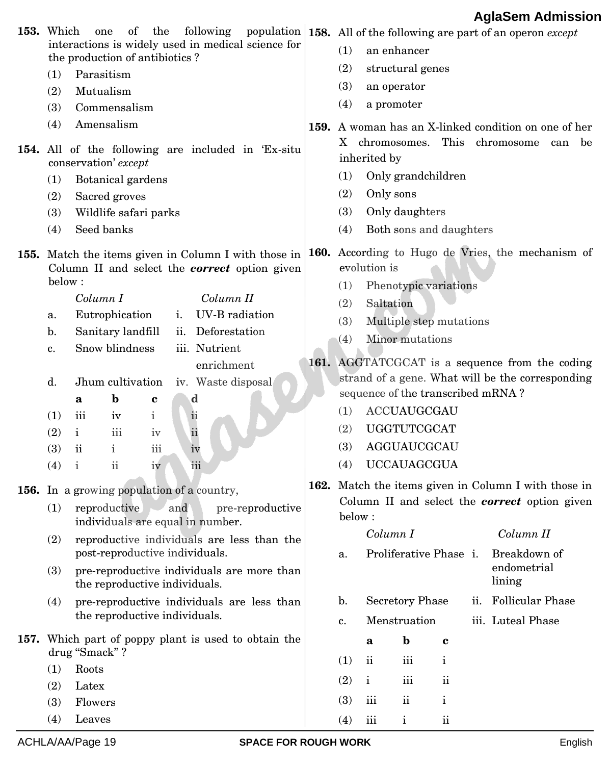**153.** Which one of the following population interactions is widely used in medical science for the production of antibiotics ?

(1) Parasitism

(2) Mutualism

(3) Commensalism

(4) Amensalism

**154.** All of the following are included in 'Ex-situ conservation' *except*

(1) Botanical gardens

(2) Sacred groves

(3) Wildlife safari parks

(4) Seed banks

**155.** Match the items given in Column I with those in Column II and select the ***correct*** option given below :

| | *Column I* | | *Column II* |
|---|---|---|---|
| a. | Eutrophication | i. | UV-B radiation |
| b. | Sanitary landfill | ii. | Deforestation |
| c. | Snow blindness | iii. | Nutrient enrichment |
| d. | Jhum cultivation | iv. | Waste disposal |

| | **a** | **b** | **c** | **d** |
|---|---|---|---|---|
| (1) | iii | iv | i | ii |
| (2) | i | iii | iv | ii |
| (3) | ii | i | iii | iv |
| (4) | i | ii | iv | iii |

**156.** In a growing population of a country,

(1) reproductive and pre-reproductive individuals are equal in number.

(2) reproductive individuals are less than the post-reproductive individuals.

(3) pre-reproductive individuals are more than the reproductive individuals.

(4) pre-reproductive individuals are less than the reproductive individuals.

**157.** Which part of poppy plant is used to obtain the drug "Smack" ?

(1) Roots

(2) Latex

(3) Flowers

(4) Leaves

**158.** All of the following are part of an operon *except*

(1) an enhancer

(2) structural genes

(3) an operator

(4) a promoter

**159.** A woman has an X-linked condition on one of her X chromosomes. This chromosome can be inherited by

(1) Only grandchildren

(2) Only sons

(3) Only daughters

(4) Both sons and daughters

**160.** According to Hugo de Vries, the mechanism of evolution is

(1) Phenotypic variations

(2) Saltation

(3) Multiple step mutations

(4) Minor mutations

**161.** AGGTATCGCAT is a sequence from the coding strand of a gene. What will be the corresponding sequence of the transcribed mRNA ?

(1) ACCUAUGCGAU

(2) UGGTUTCGCAT

(3) AGGUAUCGCAU

(4) UCCAUAGCGUA

**162.** Match the items given in Column I with those in Column II and select the ***correct*** option given below :

| | *Column I* | | *Column II* |
|---|---|---|---|
| a. | Proliferative Phase | i. | Breakdown of endometrial lining |
| b. | Secretory Phase | ii. | Follicular Phase |
| c. | Menstruation | iii. | Luteal Phase |

| | **a** | **b** | **c** |
|---|---|---|---|
| (1) | ii | iii | i |
| (2) | i | iii | ii |
| (3) | iii | ii | i |
| (4) | iii | i | ii |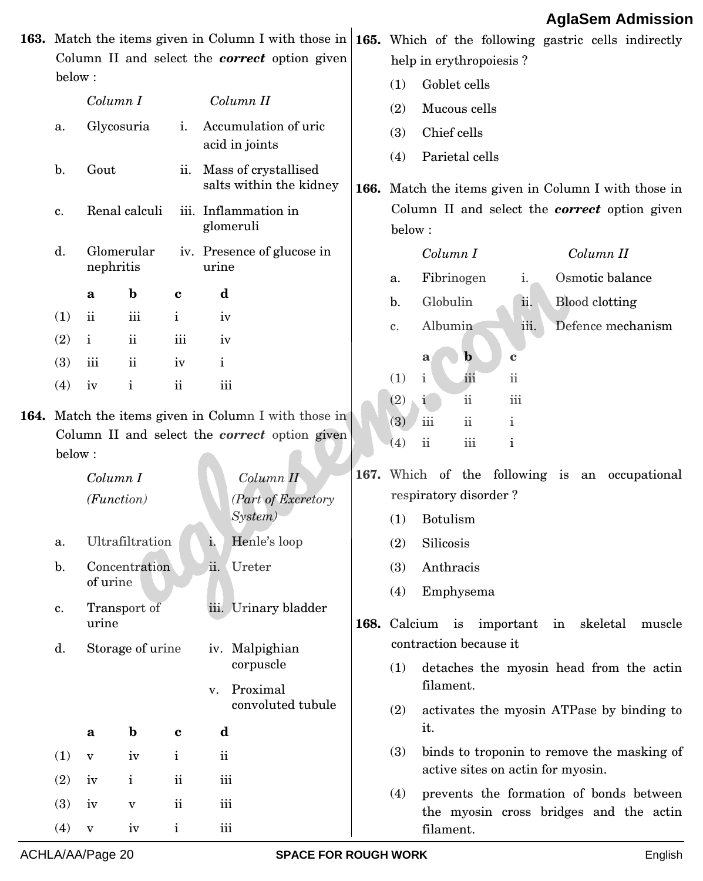**163.** Match the items given in Column I with those in Column II and select the ***correct*** option given below :

| | *Column I* | | *Column II* |
|---|---|---|---|
| a. | Glycosuria | i. | Accumulation of uric acid in joints |
| b. | Gout | ii. | Mass of crystallised salts within the kidney |
| c. | Renal calculi | iii. | Inflammation in glomeruli |
| d. | Glomerular nephritis | iv. | Presence of glucose in urine |

| | **a** | **b** | **c** | **d** |
|---|---|---|---|---|
| (1) | ii | iii | i | iv |
| (2) | i | ii | iii | iv |
| (3) | iii | ii | iv | i |
| (4) | iv | i | ii | iii |

**164.** Match the items given in Column I with those in Column II and select the ***correct*** option given below :

| | *Column I (Function)* | | *Column II (Part of Excretory System)* |
|---|---|---|---|
| a. | Ultrafiltration | i. | Henle's loop |
| b. | Concentration of urine | ii. | Ureter |
| c. | Transport of urine | iii. | Urinary bladder |
| d. | Storage of urine | iv. | Malpighian corpuscle |
| | | v. | Proximal convoluted tubule |

| | **a** | **b** | **c** | **d** |
|---|---|---|---|---|
| (1) | v | iv | i | ii |
| (2) | iv | i | ii | iii |
| (3) | iv | v | ii | iii |
| (4) | v | iv | i | iii |

**165.** Which of the following gastric cells indirectly help in erythropoiesis ?

(1) Goblet cells

(2) Mucous cells

(3) Chief cells

(4) Parietal cells

**166.** Match the items given in Column I with those in Column II and select the ***correct*** option given below :

| | *Column I* | | *Column II* |
|---|---|---|---|
| a. | Fibrinogen | i. | Osmotic balance |
| b. | Globulin | ii. | Blood clotting |
| c. | Albumin | iii. | Defence mechanism |

| | **a** | **b** | **c** |
|---|---|---|---|
| (1) | i | iii | ii |
| (2) | i | ii | iii |
| (3) | iii | ii | i |
| (4) | ii | iii | i |

**167.** Which of the following is an occupational respiratory disorder ?

(1) Botulism

(2) Silicosis

(3) Anthracis

(4) Emphysema

**168.** Calcium is important in skeletal muscle contraction because it

(1) detaches the myosin head from the actin filament.

(2) activates the myosin ATPase by binding to it.

(3) binds to troponin to remove the masking of active sites on actin for myosin.

(4) prevents the formation of bonds between the myosin cross bridges and the actin filament.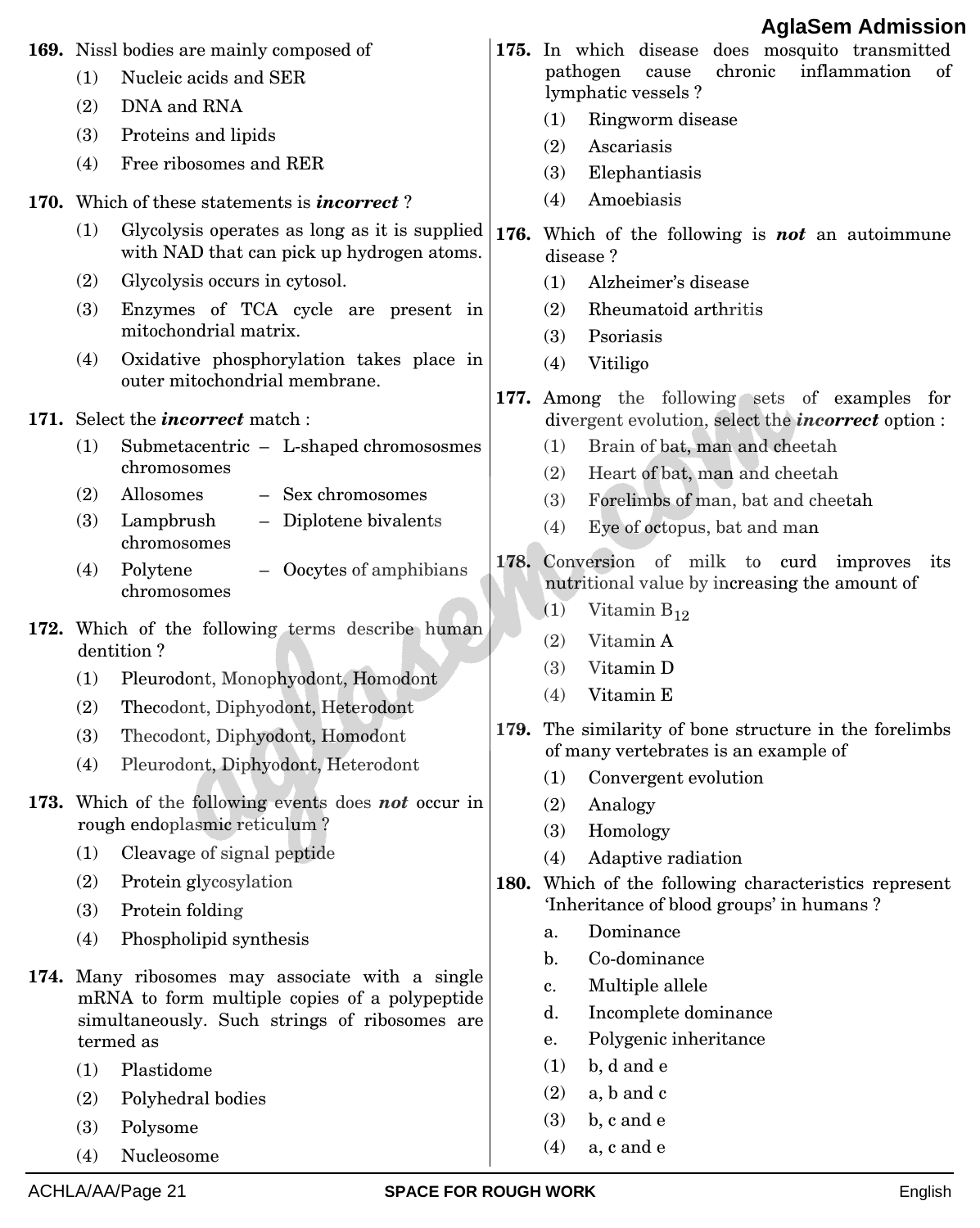**169.** Nissl bodies are mainly composed of

(1) Nucleic acids and SER

(2) DNA and RNA

(3) Proteins and lipids

(4) Free ribosomes and RER

**170.** Which of these statements is ***incorrect*** ?

(1) Glycolysis operates as long as it is supplied with NAD that can pick up hydrogen atoms.

(2) Glycolysis occurs in cytosol.

(3) Enzymes of TCA cycle are present in mitochondrial matrix.

(4) Oxidative phosphorylation takes place in outer mitochondrial membrane.

**171.** Select the ***incorrect*** match :

(1) Submetacentric chromosomes – L-shaped chromososmes

(2) Allosomes – Sex chromosomes

(3) Lampbrush chromosomes – Diplotene bivalents

(4) Polytene chromosomes – Oocytes of amphibians

**172.** Which of the following terms describe human dentition ?

(1) Pleurodont, Monophyodont, Homodont

(2) Thecodont, Diphyodont, Heterodont

(3) Thecodont, Diphyodont, Homodont

(4) Pleurodont, Diphyodont, Heterodont

**173.** Which of the following events does ***not*** occur in rough endoplasmic reticulum ?

(1) Cleavage of signal peptide

(2) Protein glycosylation

(3) Protein folding

(4) Phospholipid synthesis

**174.** Many ribosomes may associate with a single mRNA to form multiple copies of a polypeptide simultaneously. Such strings of ribosomes are termed as

(1) Plastidome

(2) Polyhedral bodies

(3) Polysome

(4) Nucleosome

**175.** In which disease does mosquito transmitted pathogen cause chronic inflammation of lymphatic vessels ?

(1) Ringworm disease

(2) Ascariasis

(3) Elephantiasis

(4) Amoebiasis

**176.** Which of the following is ***not*** an autoimmune disease ?

(1) Alzheimer's disease

(2) Rheumatoid arthritis

(3) Psoriasis

(4) Vitiligo

**177.** Among the following sets of examples for divergent evolution, select the ***incorrect*** option :

(1) Brain of bat, man and cheetah

(2) Heart of bat, man and cheetah

(3) Forelimbs of man, bat and cheetah

(4) Eye of octopus, bat and man

**178.** Conversion of milk to curd improves its nutritional value by increasing the amount of

(1) Vitamin $B_{12}$

(2) Vitamin A

(3) Vitamin D

(4) Vitamin E

**179.** The similarity of bone structure in the forelimbs of many vertebrates is an example of

(1) Convergent evolution

(2) Analogy

(3) Homology

(4) Adaptive radiation

**180.** Which of the following characteristics represent 'Inheritance of blood groups' in humans ?

a. Dominance

b. Co-dominance

c. Multiple allele

d. Incomplete dominance

e. Polygenic inheritance

(1) b, d and e

(2) a, b and c

(3) b, c and e

(4) a, c and e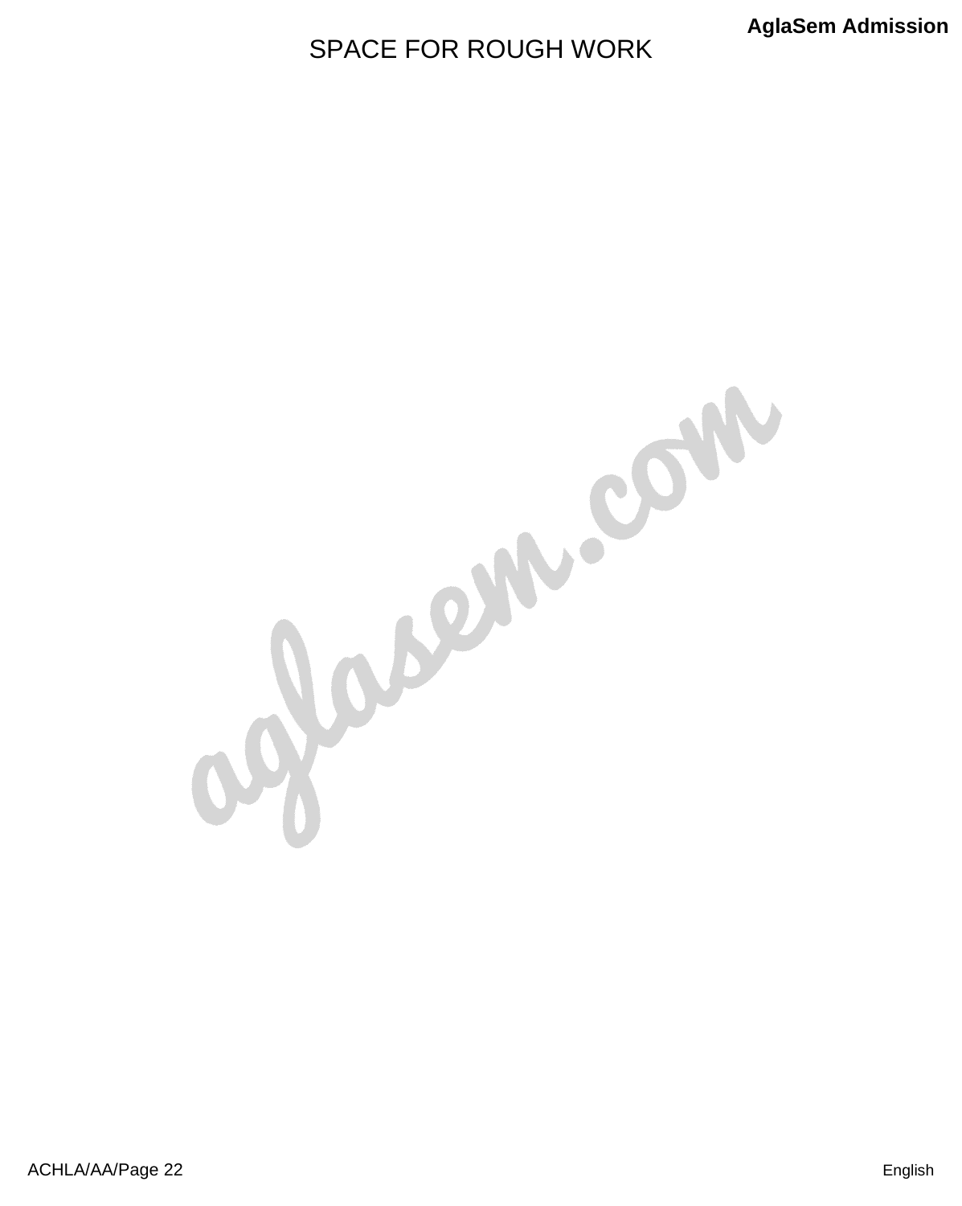SPACE FOR ROUGH WORK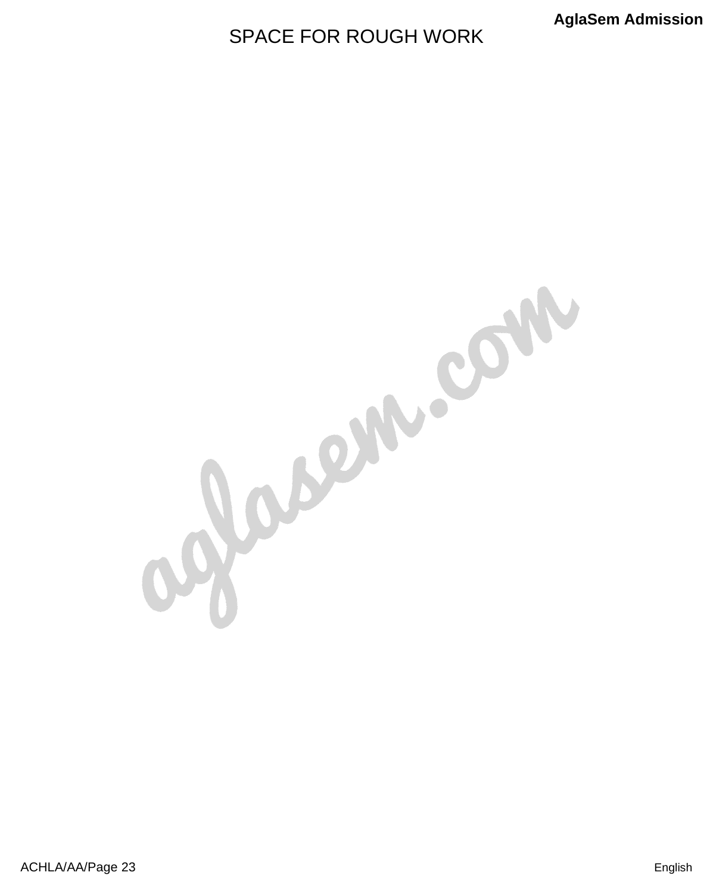SPACE FOR ROUGH WORK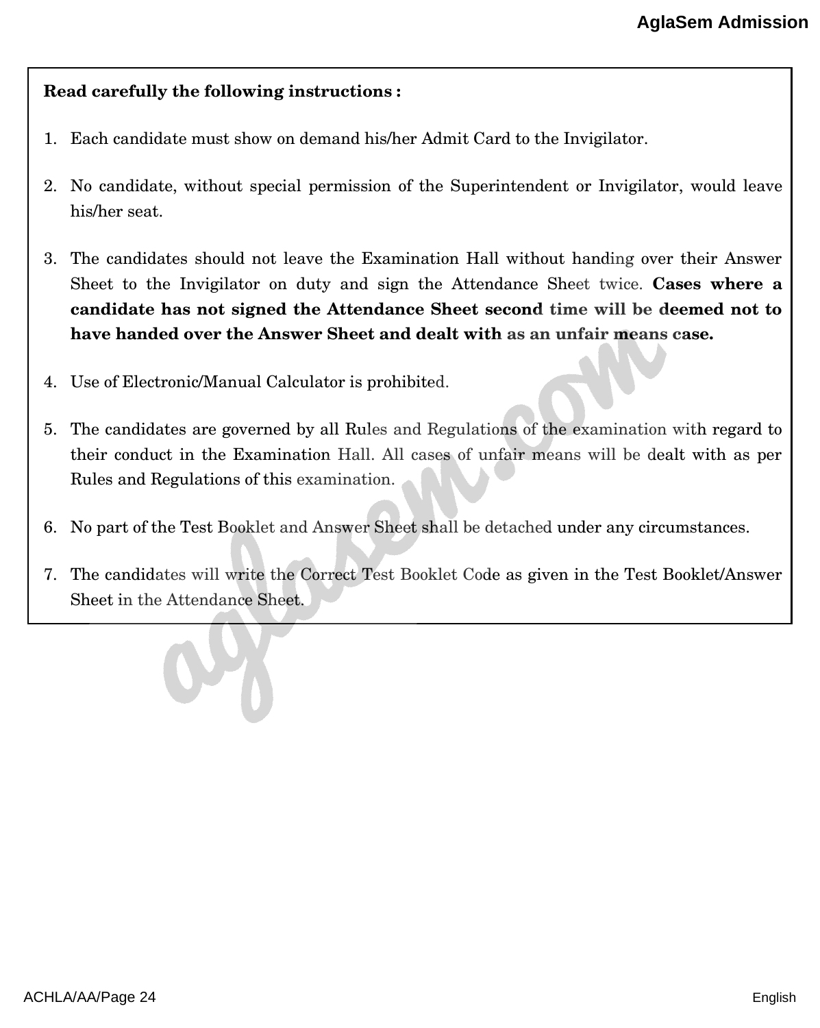**Read carefully the following instructions :**

1. Each candidate must show on demand his/her Admit Card to the Invigilator.

2. No candidate, without special permission of the Superintendent or Invigilator, would leave his/her seat.

3. The candidates should not leave the Examination Hall without handing over their Answer Sheet to the Invigilator on duty and sign the Attendance Sheet twice. **Cases where a candidate has not signed the Attendance Sheet second time will be deemed not to have handed over the Answer Sheet and dealt with as an unfair means case.**

4. Use of Electronic/Manual Calculator is prohibited.

5. The candidates are governed by all Rules and Regulations of the examination with regard to their conduct in the Examination Hall. All cases of unfair means will be dealt with as per Rules and Regulations of this examination.

6. No part of the Test Booklet and Answer Sheet shall be detached under any circumstances.

7. The candidates will write the Correct Test Booklet Code as given in the Test Booklet/Answer Sheet in the Attendance Sheet.